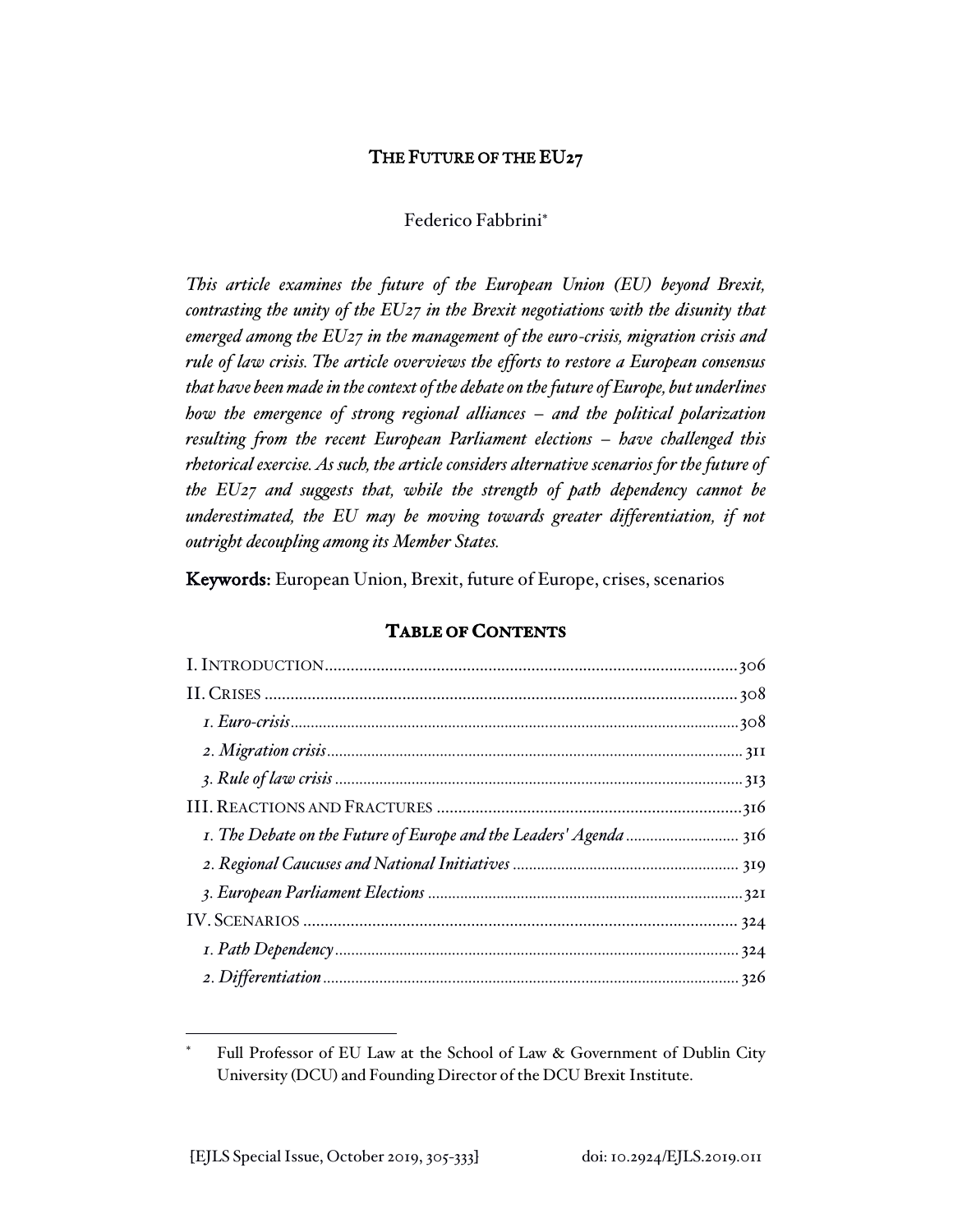# THE FUTURE OF THE EU27

Federico Fabbrini*

*This article examines the future of the European Union (EU) beyond Brexit, contrasting the unity of the EU27 in the Brexit negotiations with the disunity that emerged among the EU27 in the management of the euro-crisis, migration crisis and rule of law crisis. The article overviews the efforts to restore a European consensus that have been made in the context of the debate on the future of Europe, but underlines how the emergence of strong regional alliances – and the political polarization resulting from the recent European Parliament elections – have challenged this rhetorical exercise. As such, the article considers alternative scenarios for the future of the EU27 and suggests that, while the strength of path dependency cannot be underestimated, the EU may be moving towards greater differentiation, if not outright decoupling among its Member States.*

**Keywords:** European Union, Brexit, future of Europe, crises, scenarios

## TABLE OF CONTENTS

I. INTRODUCTION ........ 306

II. CRISES ........ 308

*1. Euro-crisis* ........ 308

*2. Migration crisis* ........ 311

*3. Rule of law crisis* ........ 313

III. REACTIONS AND FRACTURES ........ 316

*1. The Debate on the Future of Europe and the Leaders' Agenda* ........ 316

*2. Regional Caucuses and National Initiatives* ........ 319

*3. European Parliament Elections* ........ 321

IV. SCENARIOS ........ 324

*1. Path Dependency* ........ 324

*2. Differentiation* ........ 326

---

* Full Professor of EU Law at the School of Law & Government of Dublin City University (DCU) and Founding Director of the DCU Brexit Institute.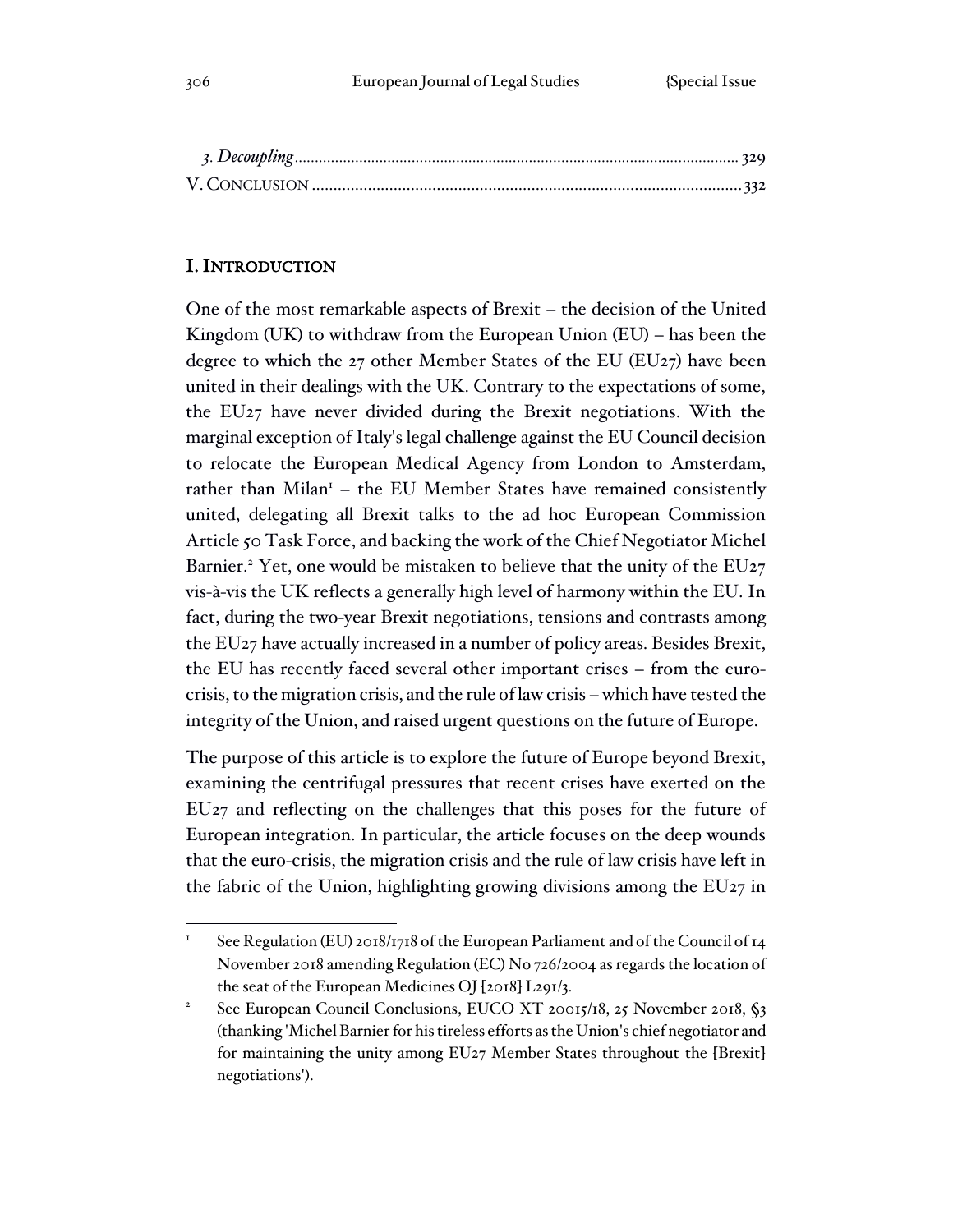*3. Decoupling* ............................................................................................................ 329

V. CONCLUSION ................................................................................................... 332

## I. INTRODUCTION

One of the most remarkable aspects of Brexit – the decision of the United Kingdom (UK) to withdraw from the European Union (EU) – has been the degree to which the 27 other Member States of the EU (EU27) have been united in their dealings with the UK. Contrary to the expectations of some, the EU27 have never divided during the Brexit negotiations. With the marginal exception of Italy's legal challenge against the EU Council decision to relocate the European Medical Agency from London to Amsterdam, rather than Milan[1] – the EU Member States have remained consistently united, delegating all Brexit talks to the ad hoc European Commission Article 50 Task Force, and backing the work of the Chief Negotiator Michel Barnier.[2] Yet, one would be mistaken to believe that the unity of the EU27 vis-à-vis the UK reflects a generally high level of harmony within the EU. In fact, during the two-year Brexit negotiations, tensions and contrasts among the EU27 have actually increased in a number of policy areas. Besides Brexit, the EU has recently faced several other important crises – from the euro-crisis, to the migration crisis, and the rule of law crisis – which have tested the integrity of the Union, and raised urgent questions on the future of Europe.

The purpose of this article is to explore the future of Europe beyond Brexit, examining the centrifugal pressures that recent crises have exerted on the EU27 and reflecting on the challenges that this poses for the future of European integration. In particular, the article focuses on the deep wounds that the euro-crisis, the migration crisis and the rule of law crisis have left in the fabric of the Union, highlighting growing divisions among the EU27 in

---

[1] See Regulation (EU) 2018/1718 of the European Parliament and of the Council of 14 November 2018 amending Regulation (EC) No 726/2004 as regards the location of the seat of the European Medicines OJ [2018] L291/3.

[2] See European Council Conclusions, EUCO XT 20015/18, 25 November 2018, §3 (thanking 'Michel Barnier for his tireless efforts as the Union's chief negotiator and for maintaining the unity among EU27 Member States throughout the [Brexit] negotiations').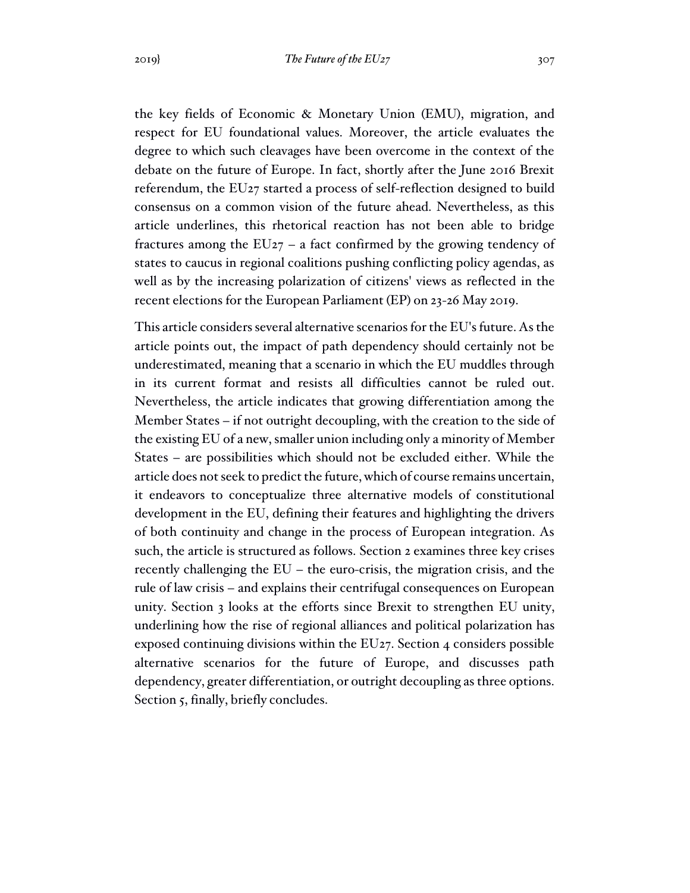the key fields of Economic & Monetary Union (EMU), migration, and respect for EU foundational values. Moreover, the article evaluates the degree to which such cleavages have been overcome in the context of the debate on the future of Europe. In fact, shortly after the June 2016 Brexit referendum, the EU27 started a process of self-reflection designed to build consensus on a common vision of the future ahead. Nevertheless, as this article underlines, this rhetorical reaction has not been able to bridge fractures among the EU27 – a fact confirmed by the growing tendency of states to caucus in regional coalitions pushing conflicting policy agendas, as well as by the increasing polarization of citizens' views as reflected in the recent elections for the European Parliament (EP) on 23-26 May 2019.

This article considers several alternative scenarios for the EU's future. As the article points out, the impact of path dependency should certainly not be underestimated, meaning that a scenario in which the EU muddles through in its current format and resists all difficulties cannot be ruled out. Nevertheless, the article indicates that growing differentiation among the Member States – if not outright decoupling, with the creation to the side of the existing EU of a new, smaller union including only a minority of Member States – are possibilities which should not be excluded either. While the article does not seek to predict the future, which of course remains uncertain, it endeavors to conceptualize three alternative models of constitutional development in the EU, defining their features and highlighting the drivers of both continuity and change in the process of European integration. As such, the article is structured as follows. Section 2 examines three key crises recently challenging the EU – the euro-crisis, the migration crisis, and the rule of law crisis – and explains their centrifugal consequences on European unity. Section 3 looks at the efforts since Brexit to strengthen EU unity, underlining how the rise of regional alliances and political polarization has exposed continuing divisions within the EU27. Section 4 considers possible alternative scenarios for the future of Europe, and discusses path dependency, greater differentiation, or outright decoupling as three options. Section 5, finally, briefly concludes.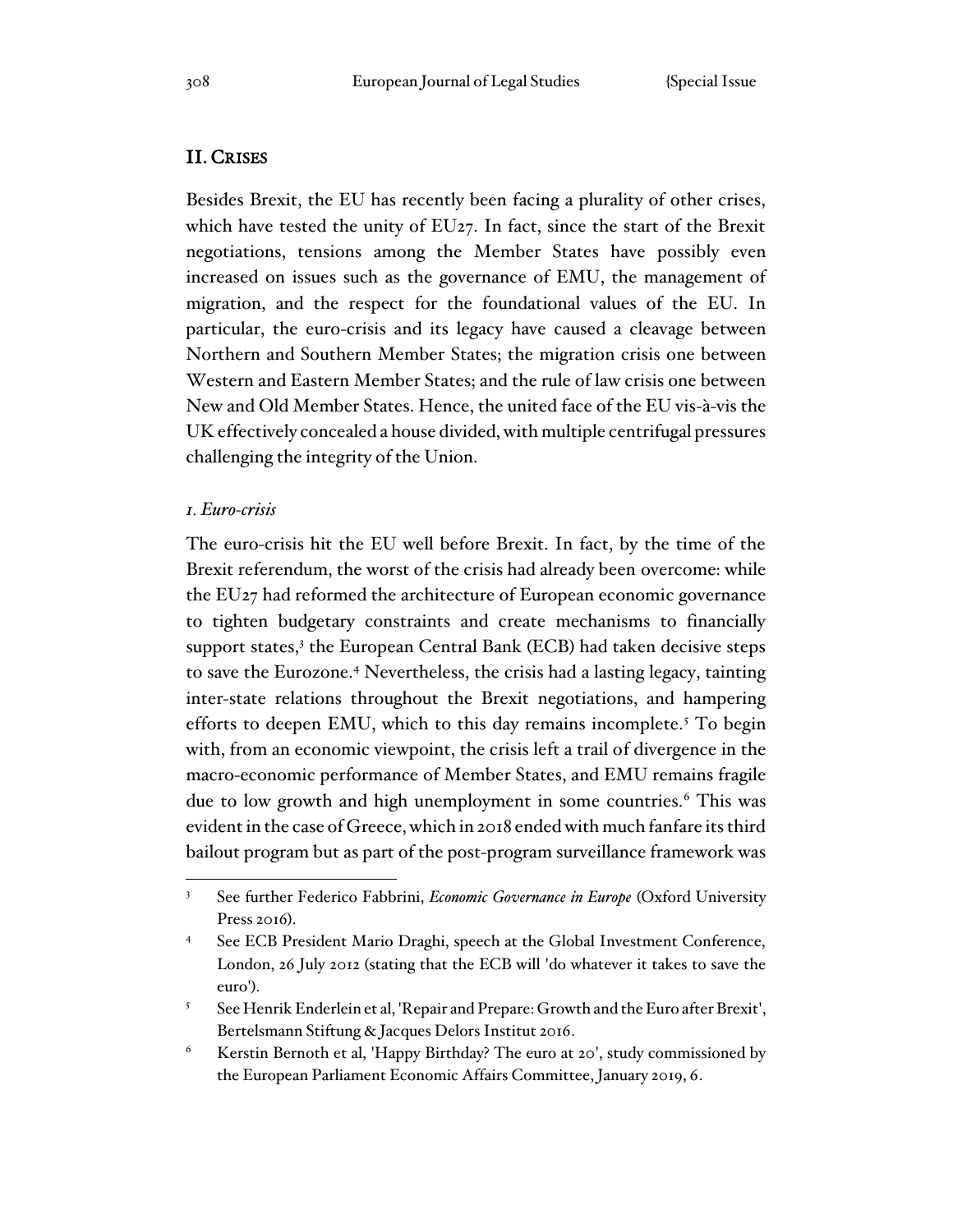## II. CRISES

Besides Brexit, the EU has recently been facing a plurality of other crises, which have tested the unity of EU27. In fact, since the start of the Brexit negotiations, tensions among the Member States have possibly even increased on issues such as the governance of EMU, the management of migration, and the respect for the foundational values of the EU. In particular, the euro-crisis and its legacy have caused a cleavage between Northern and Southern Member States; the migration crisis one between Western and Eastern Member States; and the rule of law crisis one between New and Old Member States. Hence, the united face of the EU vis-à-vis the UK effectively concealed a house divided, with multiple centrifugal pressures challenging the integrity of the Union.

### *1. Euro-crisis*

The euro-crisis hit the EU well before Brexit. In fact, by the time of the Brexit referendum, the worst of the crisis had already been overcome: while the EU27 had reformed the architecture of European economic governance to tighten budgetary constraints and create mechanisms to financially support states,[3] the European Central Bank (ECB) had taken decisive steps to save the Eurozone.[4] Nevertheless, the crisis had a lasting legacy, tainting inter-state relations throughout the Brexit negotiations, and hampering efforts to deepen EMU, which to this day remains incomplete.[5] To begin with, from an economic viewpoint, the crisis left a trail of divergence in the macro-economic performance of Member States, and EMU remains fragile due to low growth and high unemployment in some countries.[6] This was evident in the case of Greece, which in 2018 ended with much fanfare its third bailout program but as part of the post-program surveillance framework was

---

[3] See further Federico Fabbrini, *Economic Governance in Europe* (Oxford University Press 2016).

[4] See ECB President Mario Draghi, speech at the Global Investment Conference, London, 26 July 2012 (stating that the ECB will 'do whatever it takes to save the euro').

[5] See Henrik Enderlein et al, 'Repair and Prepare: Growth and the Euro after Brexit', Bertelsmann Stiftung & Jacques Delors Institut 2016.

[6] Kerstin Bernoth et al, 'Happy Birthday? The euro at 20', study commissioned by the European Parliament Economic Affairs Committee, January 2019, 6.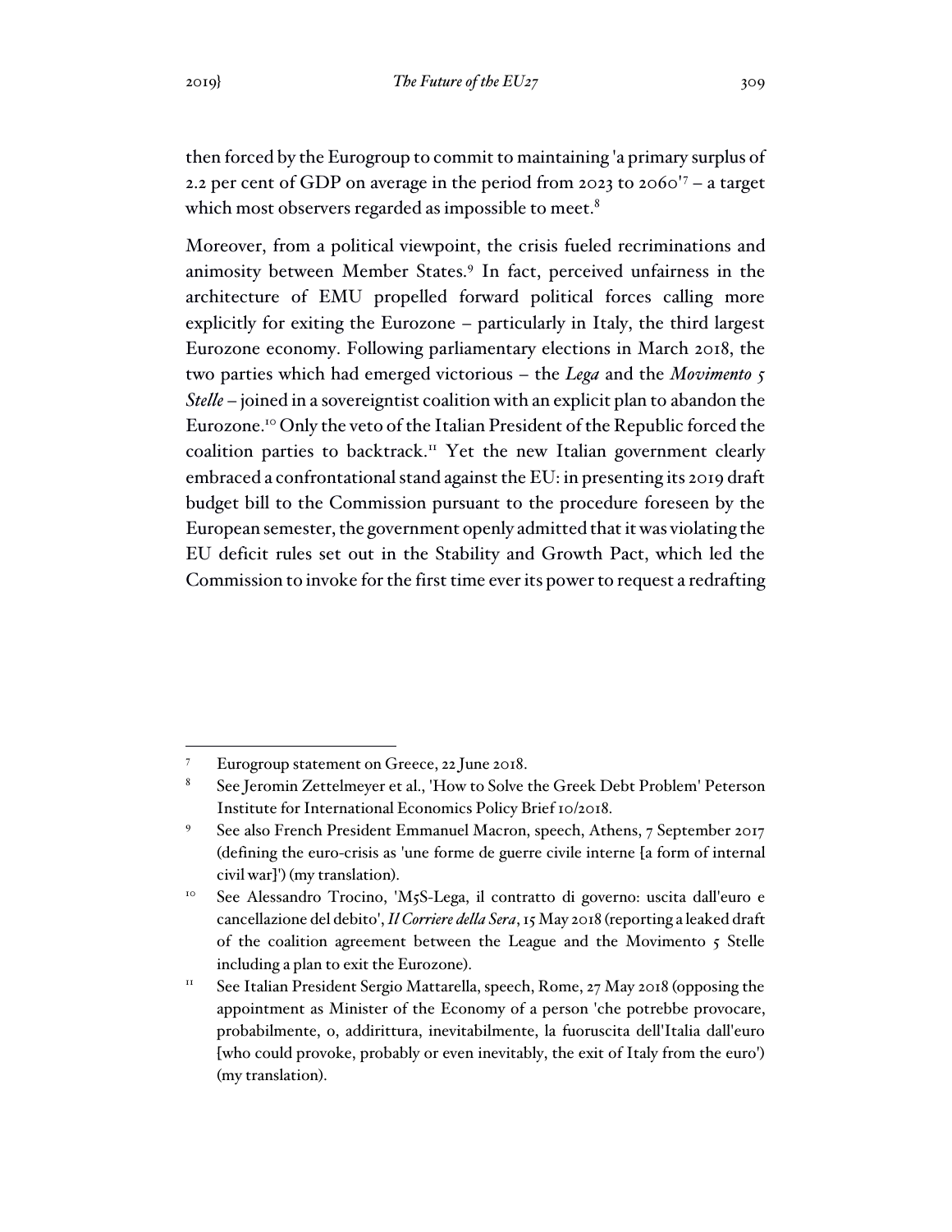then forced by the Eurogroup to commit to maintaining 'a primary surplus of 2.2 per cent of GDP on average in the period from 2023 to 2060'[7] – a target which most observers regarded as impossible to meet.[8]

Moreover, from a political viewpoint, the crisis fueled recriminations and animosity between Member States.[9] In fact, perceived unfairness in the architecture of EMU propelled forward political forces calling more explicitly for exiting the Eurozone – particularly in Italy, the third largest Eurozone economy. Following parliamentary elections in March 2018, the two parties which had emerged victorious – the *Lega* and the *Movimento 5 Stelle* – joined in a sovereigntist coalition with an explicit plan to abandon the Eurozone.[10] Only the veto of the Italian President of the Republic forced the coalition parties to backtrack.[11] Yet the new Italian government clearly embraced a confrontational stand against the EU: in presenting its 2019 draft budget bill to the Commission pursuant to the procedure foreseen by the European semester, the government openly admitted that it was violating the EU deficit rules set out in the Stability and Growth Pact, which led the Commission to invoke for the first time ever its power to request a redrafting

---

[7] Eurogroup statement on Greece, 22 June 2018.

[8] See Jeromin Zettelmeyer et al., 'How to Solve the Greek Debt Problem' Peterson Institute for International Economics Policy Brief 10/2018.

[9] See also French President Emmanuel Macron, speech, Athens, 7 September 2017 (defining the euro-crisis as 'une forme de guerre civile interne [a form of internal civil war]') (my translation).

[10] See Alessandro Trocino, 'M5S-Lega, il contratto di governo: uscita dall'euro e cancellazione del debito', *Il Corriere della Sera*, 15 May 2018 (reporting a leaked draft of the coalition agreement between the League and the Movimento 5 Stelle including a plan to exit the Eurozone).

[11] See Italian President Sergio Mattarella, speech, Rome, 27 May 2018 (opposing the appointment as Minister of the Economy of a person 'che potrebbe provocare, probabilmente, o, addirittura, inevitabilmente, la fuoruscita dell'Italia dall'euro [who could provoke, probably or even inevitably, the exit of Italy from the euro') (my translation).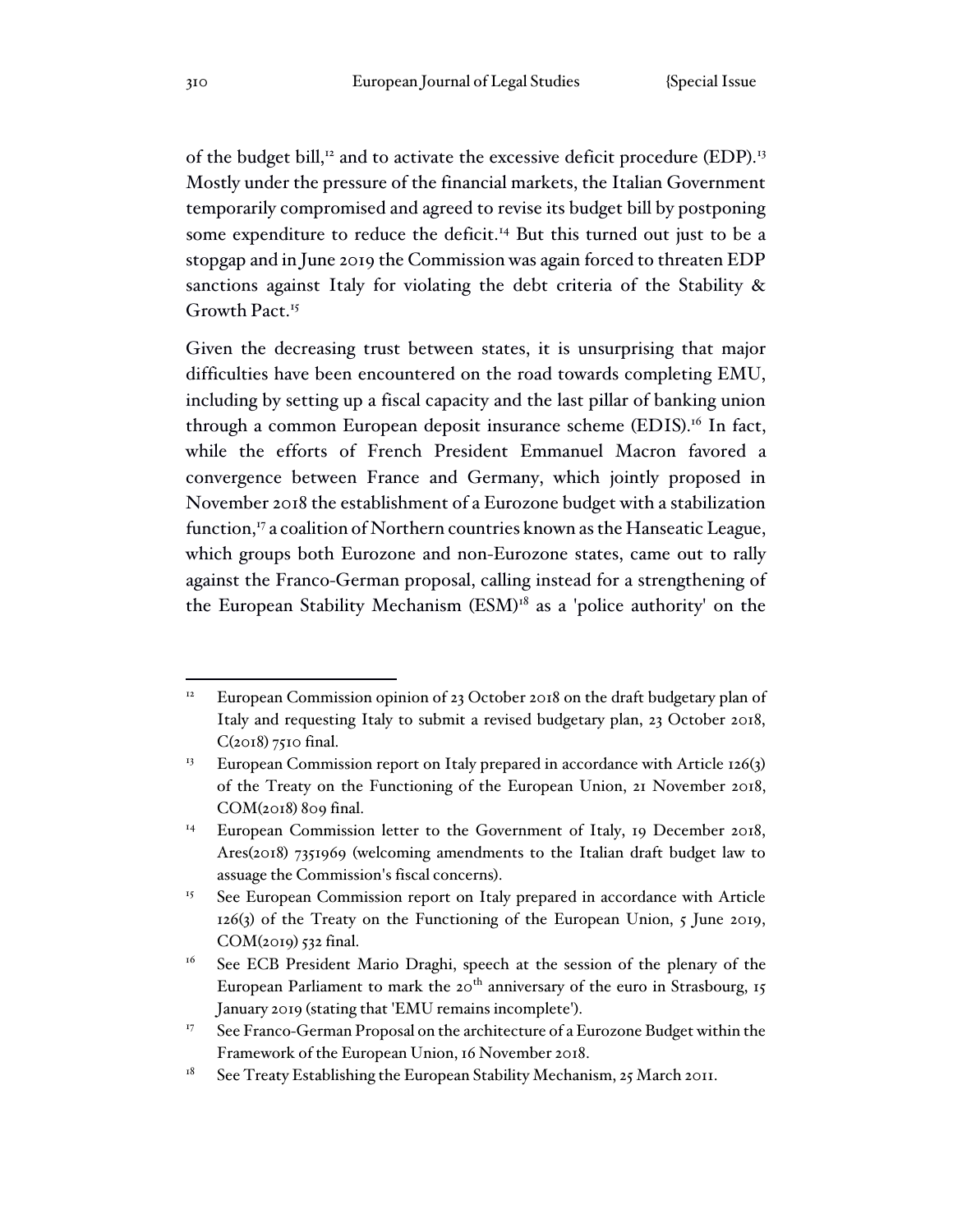of the budget bill,[12] and to activate the excessive deficit procedure (EDP).[13] Mostly under the pressure of the financial markets, the Italian Government temporarily compromised and agreed to revise its budget bill by postponing some expenditure to reduce the deficit.[14] But this turned out just to be a stopgap and in June 2019 the Commission was again forced to threaten EDP sanctions against Italy for violating the debt criteria of the Stability & Growth Pact.[15]

Given the decreasing trust between states, it is unsurprising that major difficulties have been encountered on the road towards completing EMU, including by setting up a fiscal capacity and the last pillar of banking union through a common European deposit insurance scheme (EDIS).[16] In fact, while the efforts of French President Emmanuel Macron favored a convergence between France and Germany, which jointly proposed in November 2018 the establishment of a Eurozone budget with a stabilization function,[17] a coalition of Northern countries known as the Hanseatic League, which groups both Eurozone and non-Eurozone states, came out to rally against the Franco-German proposal, calling instead for a strengthening of the European Stability Mechanism (ESM)[18] as a 'police authority' on the

---

[12] European Commission opinion of 23 October 2018 on the draft budgetary plan of Italy and requesting Italy to submit a revised budgetary plan, 23 October 2018, C(2018) 7510 final.

[13] European Commission report on Italy prepared in accordance with Article 126(3) of the Treaty on the Functioning of the European Union, 21 November 2018, COM(2018) 809 final.

[14] European Commission letter to the Government of Italy, 19 December 2018, Ares(2018) 7351969 (welcoming amendments to the Italian draft budget law to assuage the Commission's fiscal concerns).

[15] See European Commission report on Italy prepared in accordance with Article 126(3) of the Treaty on the Functioning of the European Union, 5 June 2019, COM(2019) 532 final.

[16] See ECB President Mario Draghi, speech at the session of the plenary of the European Parliament to mark the 20th anniversary of the euro in Strasbourg, 15 January 2019 (stating that 'EMU remains incomplete').

[17] See Franco-German Proposal on the architecture of a Eurozone Budget within the Framework of the European Union, 16 November 2018.

[18] See Treaty Establishing the European Stability Mechanism, 25 March 2011.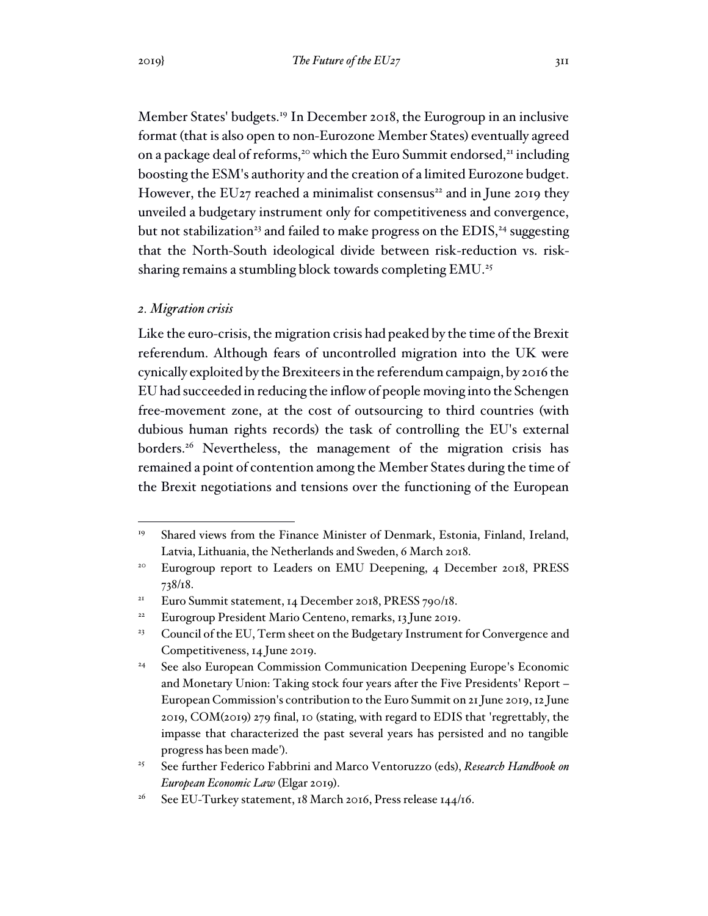Member States' budgets.[19] In December 2018, the Eurogroup in an inclusive format (that is also open to non-Eurozone Member States) eventually agreed on a package deal of reforms,[20] which the Euro Summit endorsed,[21] including boosting the ESM's authority and the creation of a limited Eurozone budget. However, the EU27 reached a minimalist consensus[22] and in June 2019 they unveiled a budgetary instrument only for competitiveness and convergence, but not stabilization[23] and failed to make progress on the EDIS,[24] suggesting that the North-South ideological divide between risk-reduction vs. risk-sharing remains a stumbling block towards completing EMU.[25]

### *2. Migration crisis*

Like the euro-crisis, the migration crisis had peaked by the time of the Brexit referendum. Although fears of uncontrolled migration into the UK were cynically exploited by the Brexiteers in the referendum campaign, by 2016 the EU had succeeded in reducing the inflow of people moving into the Schengen free-movement zone, at the cost of outsourcing to third countries (with dubious human rights records) the task of controlling the EU's external borders.[26] Nevertheless, the management of the migration crisis has remained a point of contention among the Member States during the time of the Brexit negotiations and tensions over the functioning of the European

---

[19] Shared views from the Finance Minister of Denmark, Estonia, Finland, Ireland, Latvia, Lithuania, the Netherlands and Sweden, 6 March 2018.

[20] Eurogroup report to Leaders on EMU Deepening, 4 December 2018, PRESS 738/18.

[21] Euro Summit statement, 14 December 2018, PRESS 790/18.

[22] Eurogroup President Mario Centeno, remarks, 13 June 2019.

[23] Council of the EU, Term sheet on the Budgetary Instrument for Convergence and Competitiveness, 14 June 2019.

[24] See also European Commission Communication Deepening Europe's Economic and Monetary Union: Taking stock four years after the Five Presidents' Report – European Commission's contribution to the Euro Summit on 21 June 2019, 12 June 2019, COM(2019) 279 final, 10 (stating, with regard to EDIS that 'regrettably, the impasse that characterized the past several years has persisted and no tangible progress has been made').

[25] See further Federico Fabbrini and Marco Ventoruzzo (eds), *Research Handbook on European Economic Law* (Elgar 2019).

[26] See EU-Turkey statement, 18 March 2016, Press release 144/16.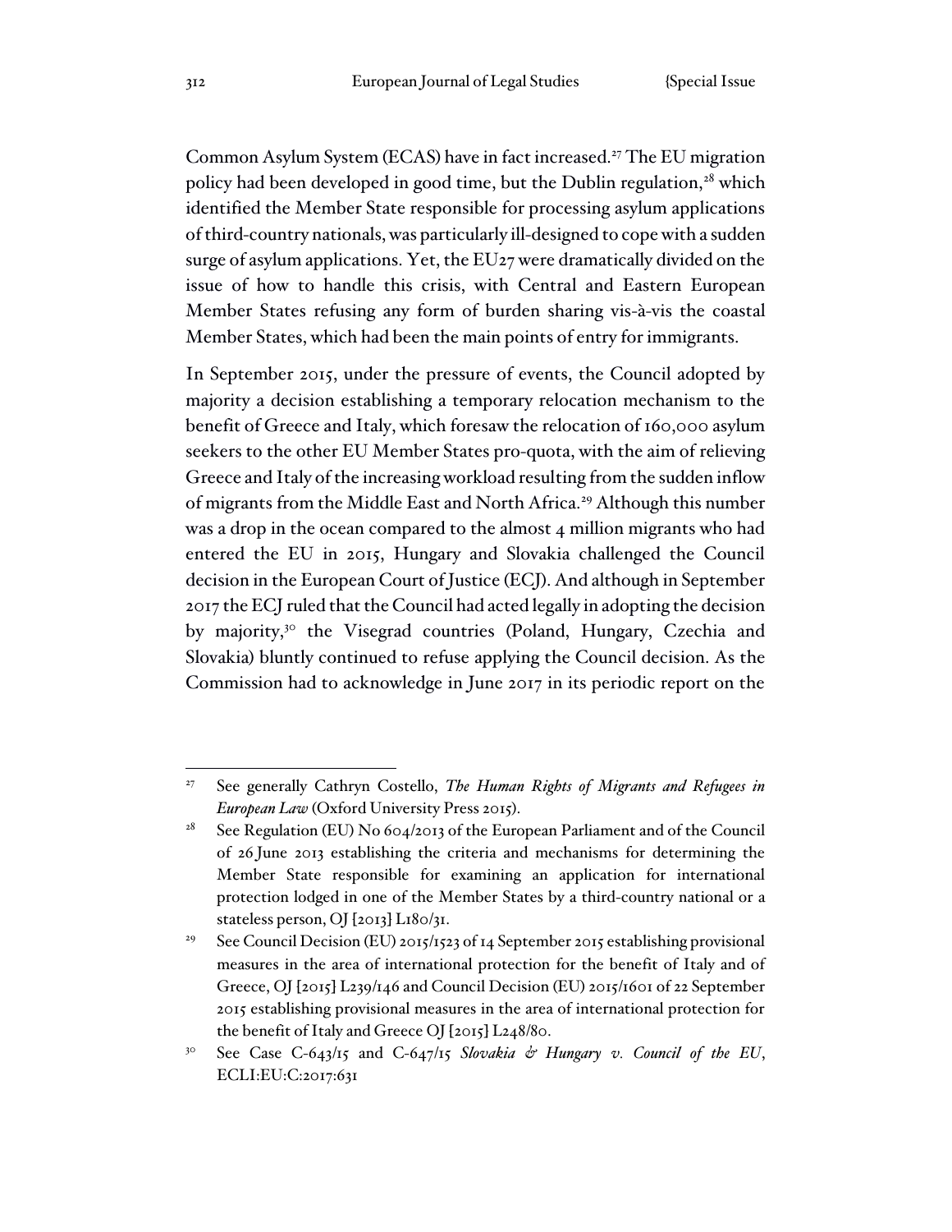Common Asylum System (ECAS) have in fact increased.[27] The EU migration policy had been developed in good time, but the Dublin regulation,[28] which identified the Member State responsible for processing asylum applications of third-country nationals, was particularly ill-designed to cope with a sudden surge of asylum applications. Yet, the EU27 were dramatically divided on the issue of how to handle this crisis, with Central and Eastern European Member States refusing any form of burden sharing vis-à-vis the coastal Member States, which had been the main points of entry for immigrants.

In September 2015, under the pressure of events, the Council adopted by majority a decision establishing a temporary relocation mechanism to the benefit of Greece and Italy, which foresaw the relocation of 160,000 asylum seekers to the other EU Member States pro-quota, with the aim of relieving Greece and Italy of the increasing workload resulting from the sudden inflow of migrants from the Middle East and North Africa.[29] Although this number was a drop in the ocean compared to the almost 4 million migrants who had entered the EU in 2015, Hungary and Slovakia challenged the Council decision in the European Court of Justice (ECJ). And although in September 2017 the ECJ ruled that the Council had acted legally in adopting the decision by majority,[30] the Visegrad countries (Poland, Hungary, Czechia and Slovakia) bluntly continued to refuse applying the Council decision. As the Commission had to acknowledge in June 2017 in its periodic report on the

---

[27] See generally Cathryn Costello, *The Human Rights of Migrants and Refugees in European Law* (Oxford University Press 2015).

[28] See Regulation (EU) No 604/2013 of the European Parliament and of the Council of 26 June 2013 establishing the criteria and mechanisms for determining the Member State responsible for examining an application for international protection lodged in one of the Member States by a third-country national or a stateless person, OJ [2013] L180/31.

[29] See Council Decision (EU) 2015/1523 of 14 September 2015 establishing provisional measures in the area of international protection for the benefit of Italy and of Greece, OJ [2015] L239/146 and Council Decision (EU) 2015/1601 of 22 September 2015 establishing provisional measures in the area of international protection for the benefit of Italy and Greece OJ [2015] L248/80.

[30] See Case C-643/15 and C-647/15 *Slovakia & Hungary v. Council of the EU*, ECLI:EU:C:2017:631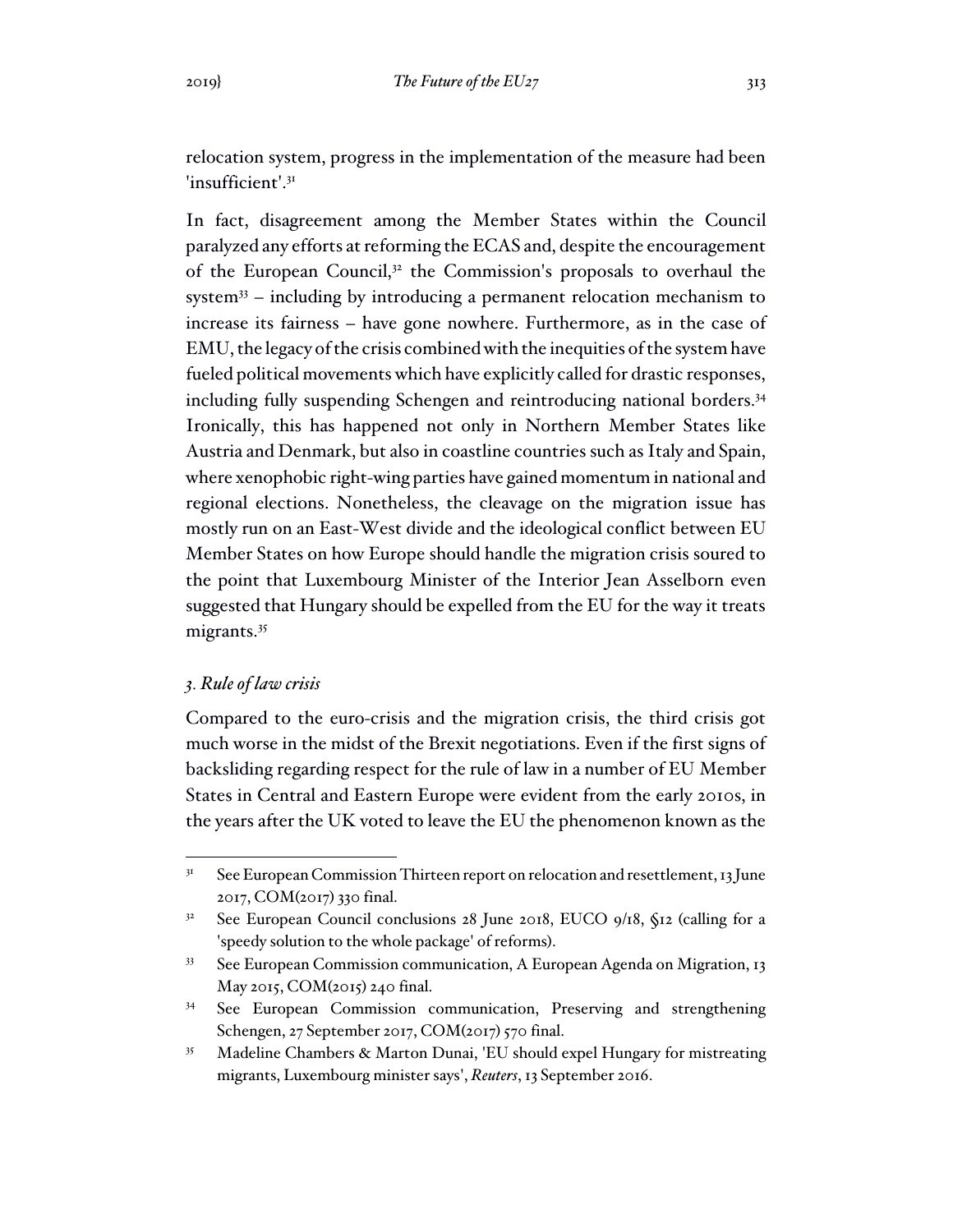relocation system, progress in the implementation of the measure had been 'insufficient'.[31]

In fact, disagreement among the Member States within the Council paralyzed any efforts at reforming the ECAS and, despite the encouragement of the European Council,[32] the Commission's proposals to overhaul the system[33] – including by introducing a permanent relocation mechanism to increase its fairness – have gone nowhere. Furthermore, as in the case of EMU, the legacy of the crisis combined with the inequities of the system have fueled political movements which have explicitly called for drastic responses, including fully suspending Schengen and reintroducing national borders.[34] Ironically, this has happened not only in Northern Member States like Austria and Denmark, but also in coastline countries such as Italy and Spain, where xenophobic right-wing parties have gained momentum in national and regional elections. Nonetheless, the cleavage on the migration issue has mostly run on an East-West divide and the ideological conflict between EU Member States on how Europe should handle the migration crisis soured to the point that Luxembourg Minister of the Interior Jean Asselborn even suggested that Hungary should be expelled from the EU for the way it treats migrants.[35]

### *3. Rule of law crisis*

Compared to the euro-crisis and the migration crisis, the third crisis got much worse in the midst of the Brexit negotiations. Even if the first signs of backsliding regarding respect for the rule of law in a number of EU Member States in Central and Eastern Europe were evident from the early 2010s, in the years after the UK voted to leave the EU the phenomenon known as the

---

[31] See European Commission Thirteen report on relocation and resettlement, 13 June 2017, COM(2017) 330 final.

[32] See European Council conclusions 28 June 2018, EUCO 9/18, §12 (calling for a 'speedy solution to the whole package' of reforms).

[33] See European Commission communication, A European Agenda on Migration, 13 May 2015, COM(2015) 240 final.

[34] See European Commission communication, Preserving and strengthening Schengen, 27 September 2017, COM(2017) 570 final.

[35] Madeline Chambers & Marton Dunai, 'EU should expel Hungary for mistreating migrants, Luxembourg minister says', *Reuters*, 13 September 2016.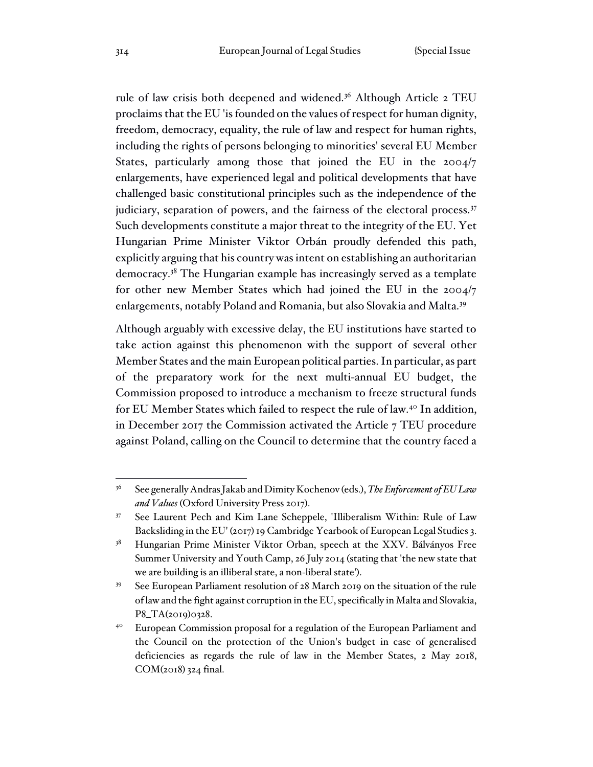rule of law crisis both deepened and widened.[36] Although Article 2 TEU proclaims that the EU 'is founded on the values of respect for human dignity, freedom, democracy, equality, the rule of law and respect for human rights, including the rights of persons belonging to minorities' several EU Member States, particularly among those that joined the EU in the 2004/7 enlargements, have experienced legal and political developments that have challenged basic constitutional principles such as the independence of the judiciary, separation of powers, and the fairness of the electoral process.[37] Such developments constitute a major threat to the integrity of the EU. Yet Hungarian Prime Minister Viktor Orbán proudly defended this path, explicitly arguing that his country was intent on establishing an authoritarian democracy.[38] The Hungarian example has increasingly served as a template for other new Member States which had joined the EU in the 2004/7 enlargements, notably Poland and Romania, but also Slovakia and Malta.[39]

Although arguably with excessive delay, the EU institutions have started to take action against this phenomenon with the support of several other Member States and the main European political parties. In particular, as part of the preparatory work for the next multi-annual EU budget, the Commission proposed to introduce a mechanism to freeze structural funds for EU Member States which failed to respect the rule of law.[40] In addition, in December 2017 the Commission activated the Article 7 TEU procedure against Poland, calling on the Council to determine that the country faced a

---

[36] See generally Andras Jakab and Dimity Kochenov (eds.), *The Enforcement of EU Law and Values* (Oxford University Press 2017).

[37] See Laurent Pech and Kim Lane Scheppele, 'Illiberalism Within: Rule of Law Backsliding in the EU' (2017) 19 Cambridge Yearbook of European Legal Studies 3.

[38] Hungarian Prime Minister Viktor Orban, speech at the XXV. Bálványos Free Summer University and Youth Camp, 26 July 2014 (stating that 'the new state that we are building is an illiberal state, a non-liberal state').

[39] See European Parliament resolution of 28 March 2019 on the situation of the rule of law and the fight against corruption in the EU, specifically in Malta and Slovakia, P8_TA(2019)0328.

[40] European Commission proposal for a regulation of the European Parliament and the Council on the protection of the Union's budget in case of generalised deficiencies as regards the rule of law in the Member States, 2 May 2018, COM(2018) 324 final.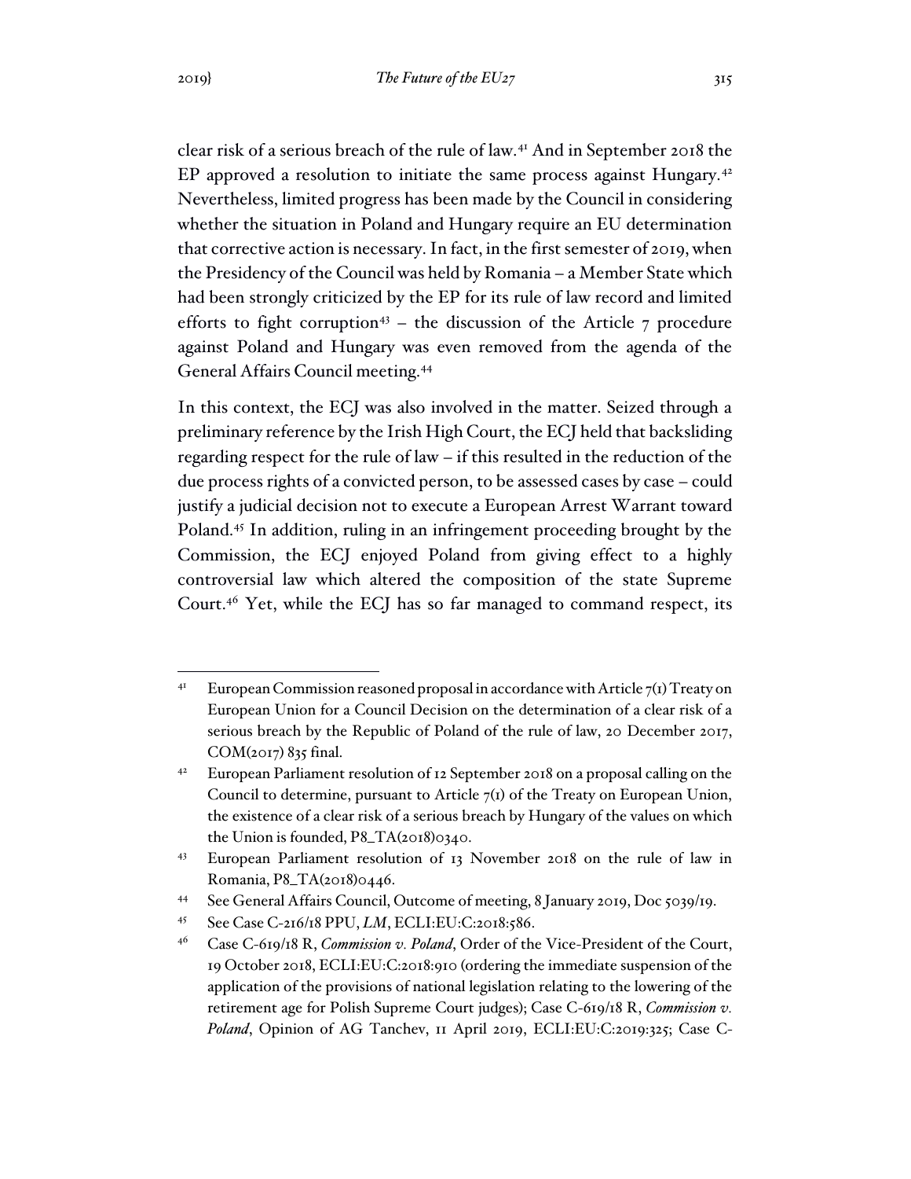clear risk of a serious breach of the rule of law.[41] And in September 2018 the EP approved a resolution to initiate the same process against Hungary.[42] Nevertheless, limited progress has been made by the Council in considering whether the situation in Poland and Hungary require an EU determination that corrective action is necessary. In fact, in the first semester of 2019, when the Presidency of the Council was held by Romania – a Member State which had been strongly criticized by the EP for its rule of law record and limited efforts to fight corruption[43] – the discussion of the Article 7 procedure against Poland and Hungary was even removed from the agenda of the General Affairs Council meeting.[44]

In this context, the ECJ was also involved in the matter. Seized through a preliminary reference by the Irish High Court, the ECJ held that backsliding regarding respect for the rule of law – if this resulted in the reduction of the due process rights of a convicted person, to be assessed cases by case – could justify a judicial decision not to execute a European Arrest Warrant toward Poland.[45] In addition, ruling in an infringement proceeding brought by the Commission, the ECJ enjoyed Poland from giving effect to a highly controversial law which altered the composition of the state Supreme Court.[46] Yet, while the ECJ has so far managed to command respect, its

---

[41] European Commission reasoned proposal in accordance with Article 7(1) Treaty on European Union for a Council Decision on the determination of a clear risk of a serious breach by the Republic of Poland of the rule of law, 20 December 2017, COM(2017) 835 final.

[42] European Parliament resolution of 12 September 2018 on a proposal calling on the Council to determine, pursuant to Article 7(1) of the Treaty on European Union, the existence of a clear risk of a serious breach by Hungary of the values on which the Union is founded, P8_TA(2018)0340.

[43] European Parliament resolution of 13 November 2018 on the rule of law in Romania, P8_TA(2018)0446.

[44] See General Affairs Council, Outcome of meeting, 8 January 2019, Doc 5039/19.

[45] See Case C-216/18 PPU, *LM*, ECLI:EU:C:2018:586.

[46] Case C-619/18 R, *Commission v. Poland*, Order of the Vice-President of the Court, 19 October 2018, ECLI:EU:C:2018:910 (ordering the immediate suspension of the application of the provisions of national legislation relating to the lowering of the retirement age for Polish Supreme Court judges); Case C-619/18 R, *Commission v. Poland*, Opinion of AG Tanchev, 11 April 2019, ECLI:EU:C:2019:325; Case C-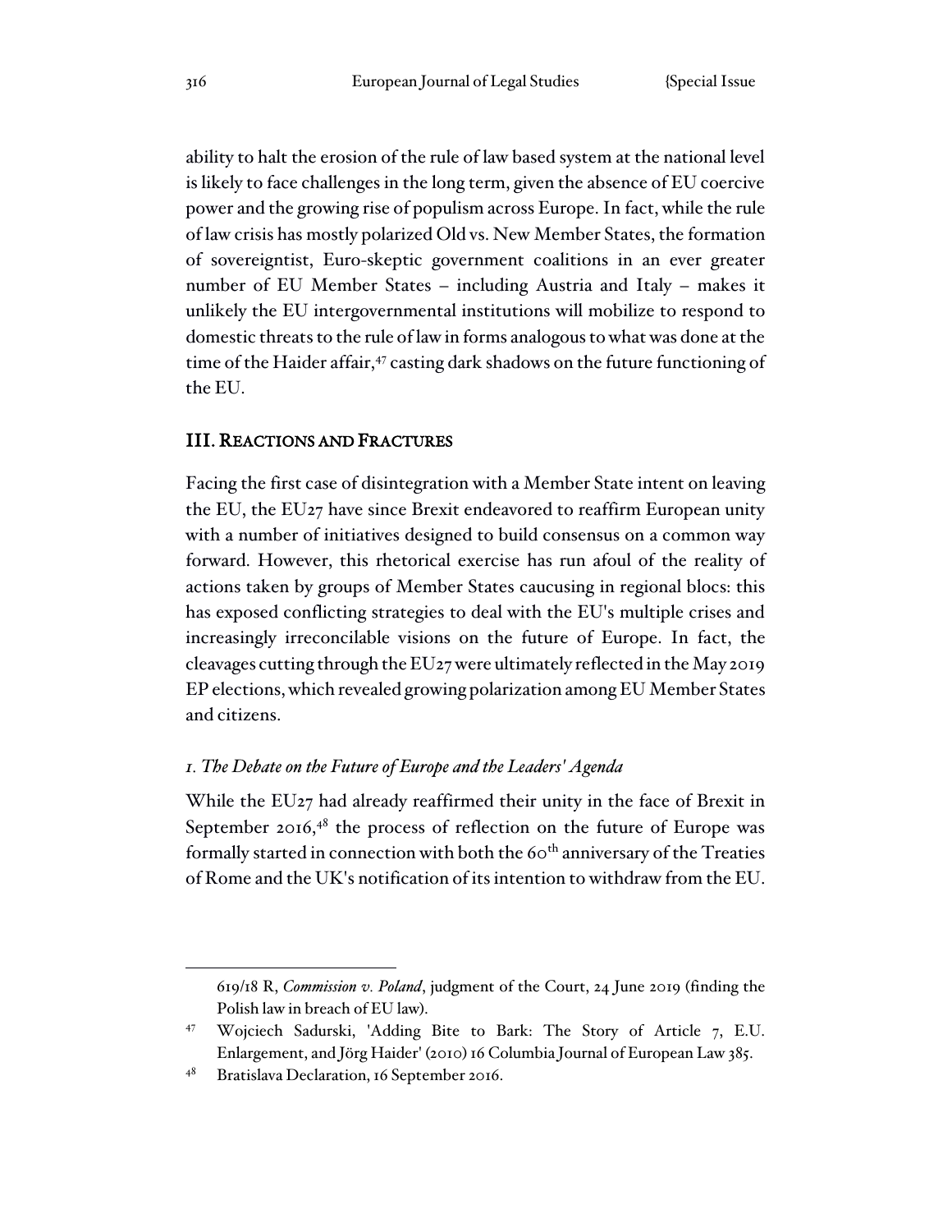ability to halt the erosion of the rule of law based system at the national level is likely to face challenges in the long term, given the absence of EU coercive power and the growing rise of populism across Europe. In fact, while the rule of law crisis has mostly polarized Old vs. New Member States, the formation of sovereigntist, Euro-skeptic government coalitions in an ever greater number of EU Member States – including Austria and Italy – makes it unlikely the EU intergovernmental institutions will mobilize to respond to domestic threats to the rule of law in forms analogous to what was done at the time of the Haider affair,[47] casting dark shadows on the future functioning of the EU.

## III. Reactions and Fractures

Facing the first case of disintegration with a Member State intent on leaving the EU, the EU27 have since Brexit endeavored to reaffirm European unity with a number of initiatives designed to build consensus on a common way forward. However, this rhetorical exercise has run afoul of the reality of actions taken by groups of Member States caucusing in regional blocs: this has exposed conflicting strategies to deal with the EU's multiple crises and increasingly irreconcilable visions on the future of Europe. In fact, the cleavages cutting through the EU27 were ultimately reflected in the May 2019 EP elections, which revealed growing polarization among EU Member States and citizens.

### *1. The Debate on the Future of Europe and the Leaders' Agenda*

While the EU27 had already reaffirmed their unity in the face of Brexit in September 2016,[48] the process of reflection on the future of Europe was formally started in connection with both the 60th anniversary of the Treaties of Rome and the UK's notification of its intention to withdraw from the EU.

---

619/18 R, *Commission v. Poland*, judgment of the Court, 24 June 2019 (finding the Polish law in breach of EU law).

[47] Wojciech Sadurski, 'Adding Bite to Bark: The Story of Article 7, E.U. Enlargement, and Jörg Haider' (2010) 16 Columbia Journal of European Law 385.

[48] Bratislava Declaration, 16 September 2016.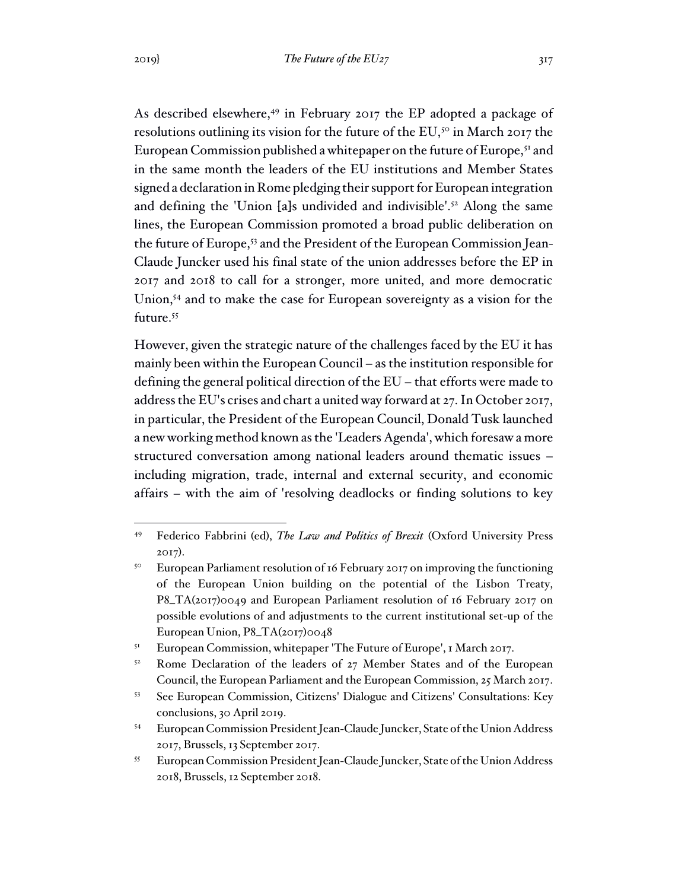As described elsewhere,[49] in February 2017 the EP adopted a package of resolutions outlining its vision for the future of the EU,[50] in March 2017 the European Commission published a whitepaper on the future of Europe,[51] and in the same month the leaders of the EU institutions and Member States signed a declaration in Rome pledging their support for European integration and defining the 'Union [a]s undivided and indivisible'.[52] Along the same lines, the European Commission promoted a broad public deliberation on the future of Europe,[53] and the President of the European Commission Jean-Claude Juncker used his final state of the union addresses before the EP in 2017 and 2018 to call for a stronger, more united, and more democratic Union,[54] and to make the case for European sovereignty as a vision for the future.[55]

However, given the strategic nature of the challenges faced by the EU it has mainly been within the European Council – as the institution responsible for defining the general political direction of the EU – that efforts were made to address the EU's crises and chart a united way forward at 27. In October 2017, in particular, the President of the European Council, Donald Tusk launched a new working method known as the 'Leaders Agenda', which foresaw a more structured conversation among national leaders around thematic issues – including migration, trade, internal and external security, and economic affairs – with the aim of 'resolving deadlocks or finding solutions to key

---

[49] Federico Fabbrini (ed), *The Law and Politics of Brexit* (Oxford University Press 2017).

[50] European Parliament resolution of 16 February 2017 on improving the functioning of the European Union building on the potential of the Lisbon Treaty, P8_TA(2017)0049 and European Parliament resolution of 16 February 2017 on possible evolutions of and adjustments to the current institutional set-up of the European Union, P8_TA(2017)0048

[51] European Commission, whitepaper 'The Future of Europe', 1 March 2017.

[52] Rome Declaration of the leaders of 27 Member States and of the European Council, the European Parliament and the European Commission, 25 March 2017.

[53] See European Commission, Citizens' Dialogue and Citizens' Consultations: Key conclusions, 30 April 2019.

[54] European Commission President Jean-Claude Juncker, State of the Union Address 2017, Brussels, 13 September 2017.

[55] European Commission President Jean-Claude Juncker, State of the Union Address 2018, Brussels, 12 September 2018.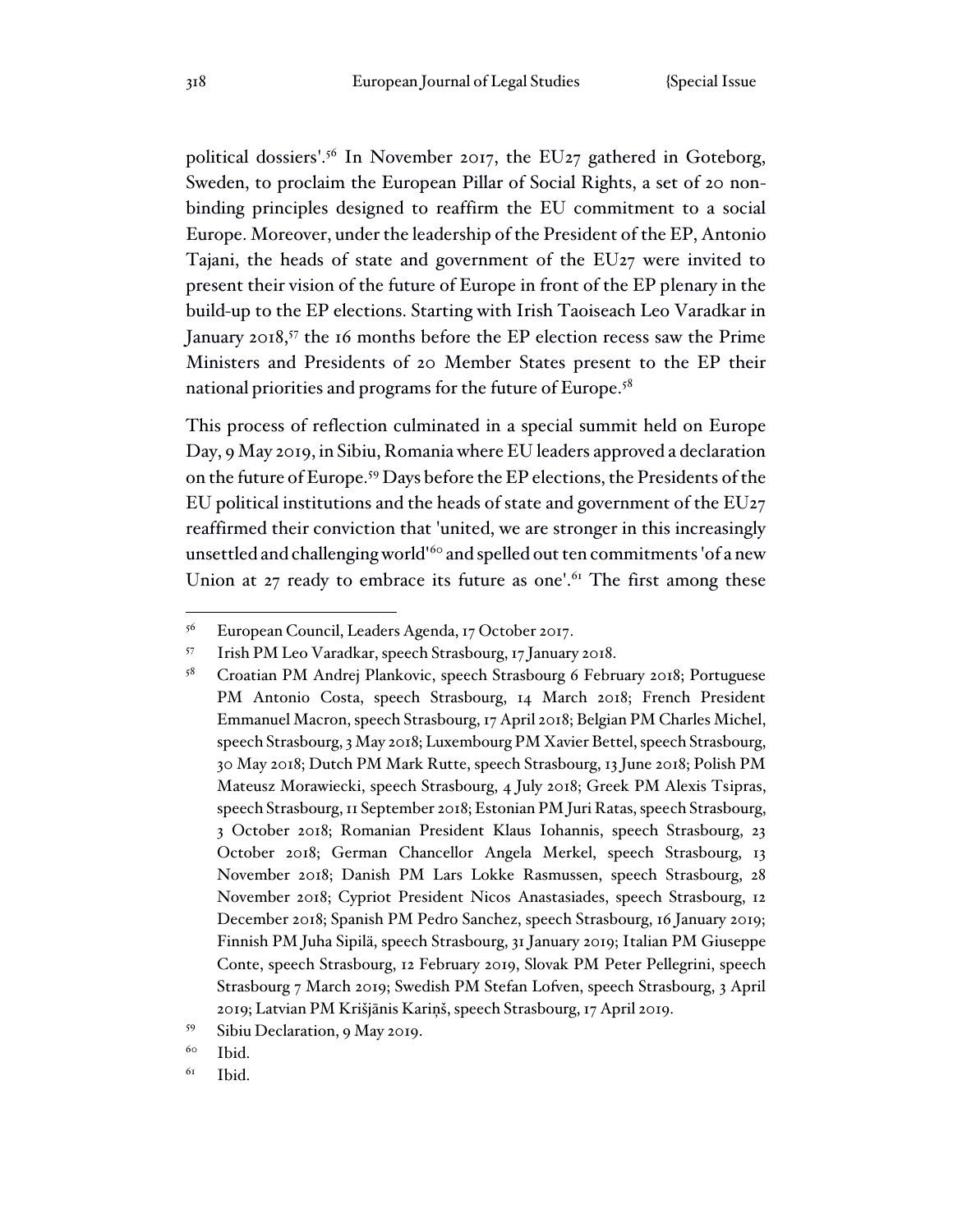political dossiers'.[56] In November 2017, the EU27 gathered in Goteborg, Sweden, to proclaim the European Pillar of Social Rights, a set of 20 non-binding principles designed to reaffirm the EU commitment to a social Europe. Moreover, under the leadership of the President of the EP, Antonio Tajani, the heads of state and government of the EU27 were invited to present their vision of the future of Europe in front of the EP plenary in the build-up to the EP elections. Starting with Irish Taoiseach Leo Varadkar in January 2018,[57] the 16 months before the EP election recess saw the Prime Ministers and Presidents of 20 Member States present to the EP their national priorities and programs for the future of Europe.[58]

This process of reflection culminated in a special summit held on Europe Day, 9 May 2019, in Sibiu, Romania where EU leaders approved a declaration on the future of Europe.[59] Days before the EP elections, the Presidents of the EU political institutions and the heads of state and government of the EU27 reaffirmed their conviction that 'united, we are stronger in this increasingly unsettled and challenging world'[60] and spelled out ten commitments 'of a new Union at 27 ready to embrace its future as one'.[61] The first among these

---

[56] European Council, Leaders Agenda, 17 October 2017.

[57] Irish PM Leo Varadkar, speech Strasbourg, 17 January 2018.

[58] Croatian PM Andrej Plankovic, speech Strasbourg 6 February 2018; Portuguese PM Antonio Costa, speech Strasbourg, 14 March 2018; French President Emmanuel Macron, speech Strasbourg, 17 April 2018; Belgian PM Charles Michel, speech Strasbourg, 3 May 2018; Luxembourg PM Xavier Bettel, speech Strasbourg, 30 May 2018; Dutch PM Mark Rutte, speech Strasbourg, 13 June 2018; Polish PM Mateusz Morawiecki, speech Strasbourg, 4 July 2018; Greek PM Alexis Tsipras, speech Strasbourg, 11 September 2018; Estonian PM Juri Ratas, speech Strasbourg, 3 October 2018; Romanian President Klaus Iohannis, speech Strasbourg, 23 October 2018; German Chancellor Angela Merkel, speech Strasbourg, 13 November 2018; Danish PM Lars Lokke Rasmussen, speech Strasbourg, 28 November 2018; Cypriot President Nicos Anastasiades, speech Strasbourg, 12 December 2018; Spanish PM Pedro Sanchez, speech Strasbourg, 16 January 2019; Finnish PM Juha Sipilä, speech Strasbourg, 31 January 2019; Italian PM Giuseppe Conte, speech Strasbourg, 12 February 2019, Slovak PM Peter Pellegrini, speech Strasbourg 7 March 2019; Swedish PM Stefan Lofven, speech Strasbourg, 3 April 2019; Latvian PM Krišjānis Kariņš, speech Strasbourg, 17 April 2019.

[59] Sibiu Declaration, 9 May 2019.

[60] Ibid.

[61] Ibid.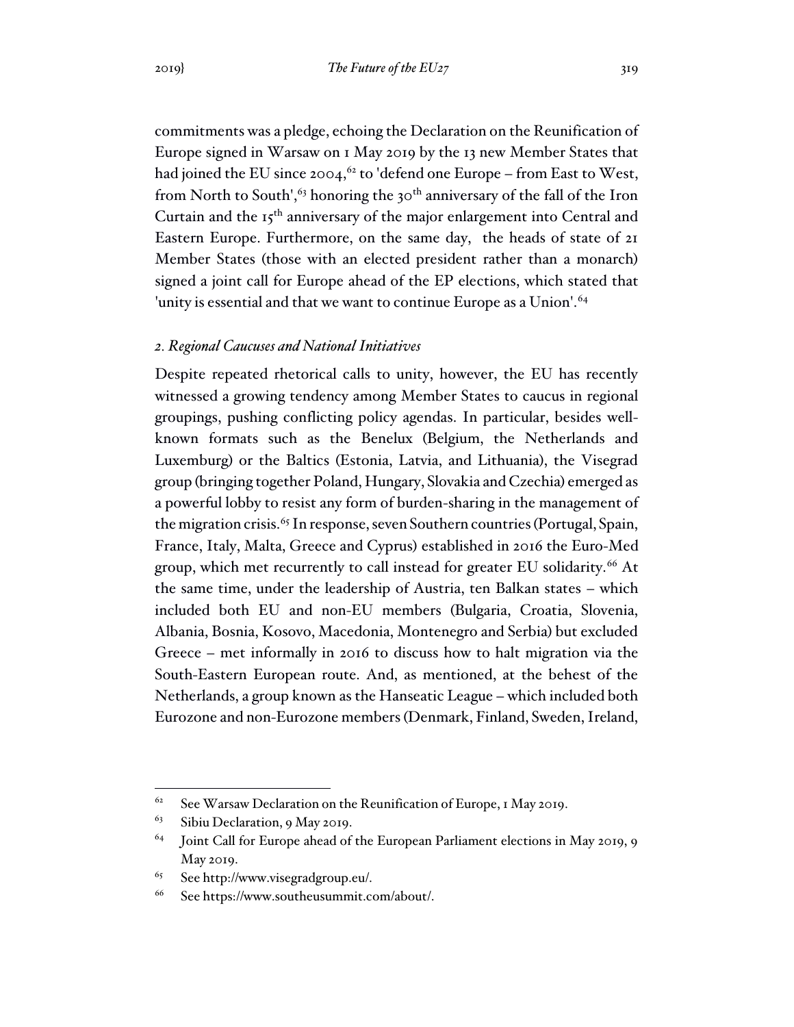commitments was a pledge, echoing the Declaration on the Reunification of Europe signed in Warsaw on 1 May 2019 by the 13 new Member States that had joined the EU since 2004,[62] to 'defend one Europe – from East to West, from North to South',[63] honoring the 30th anniversary of the fall of the Iron Curtain and the 15th anniversary of the major enlargement into Central and Eastern Europe. Furthermore, on the same day, the heads of state of 21 Member States (those with an elected president rather than a monarch) signed a joint call for Europe ahead of the EP elections, which stated that 'unity is essential and that we want to continue Europe as a Union'.[64]

### *2. Regional Caucuses and National Initiatives*

Despite repeated rhetorical calls to unity, however, the EU has recently witnessed a growing tendency among Member States to caucus in regional groupings, pushing conflicting policy agendas. In particular, besides well-known formats such as the Benelux (Belgium, the Netherlands and Luxemburg) or the Baltics (Estonia, Latvia, and Lithuania), the Visegrad group (bringing together Poland, Hungary, Slovakia and Czechia) emerged as a powerful lobby to resist any form of burden-sharing in the management of the migration crisis.[65] In response, seven Southern countries (Portugal, Spain, France, Italy, Malta, Greece and Cyprus) established in 2016 the Euro-Med group, which met recurrently to call instead for greater EU solidarity.[66] At the same time, under the leadership of Austria, ten Balkan states – which included both EU and non-EU members (Bulgaria, Croatia, Slovenia, Albania, Bosnia, Kosovo, Macedonia, Montenegro and Serbia) but excluded Greece – met informally in 2016 to discuss how to halt migration via the South-Eastern European route. And, as mentioned, at the behest of the Netherlands, a group known as the Hanseatic League – which included both Eurozone and non-Eurozone members (Denmark, Finland, Sweden, Ireland,

---

[62] See Warsaw Declaration on the Reunification of Europe, 1 May 2019.

[63] Sibiu Declaration, 9 May 2019.

[64] Joint Call for Europe ahead of the European Parliament elections in May 2019, 9 May 2019.

[65] See http://www.visegradgroup.eu/.

[66] See https://www.southeusummit.com/about/.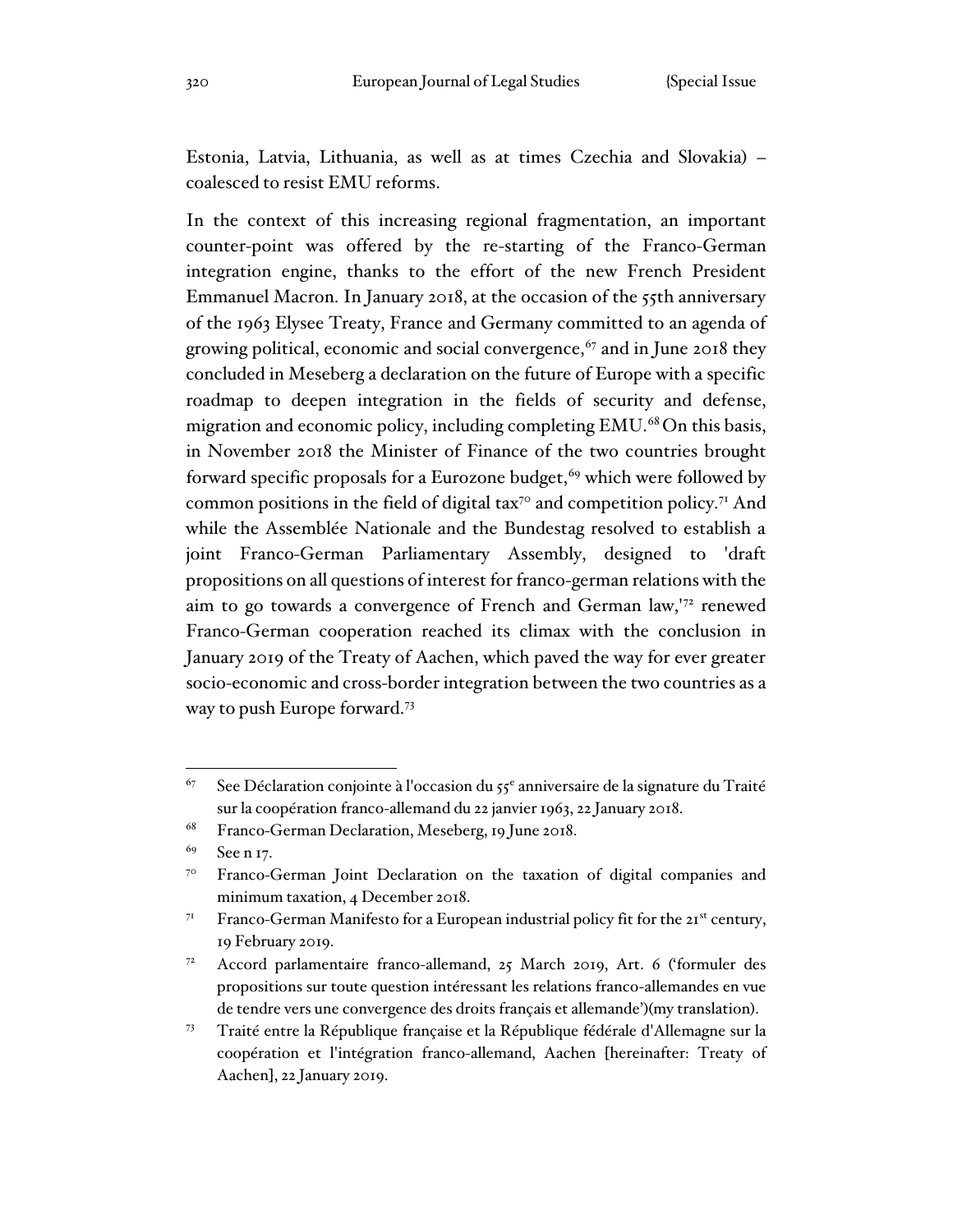Estonia, Latvia, Lithuania, as well as at times Czechia and Slovakia) – coalesced to resist EMU reforms.

In the context of this increasing regional fragmentation, an important counter-point was offered by the re-starting of the Franco-German integration engine, thanks to the effort of the new French President Emmanuel Macron. In January 2018, at the occasion of the 55th anniversary of the 1963 Elysee Treaty, France and Germany committed to an agenda of growing political, economic and social convergence,[67] and in June 2018 they concluded in Meseberg a declaration on the future of Europe with a specific roadmap to deepen integration in the fields of security and defense, migration and economic policy, including completing EMU.[68] On this basis, in November 2018 the Minister of Finance of the two countries brought forward specific proposals for a Eurozone budget,[69] which were followed by common positions in the field of digital tax[70] and competition policy.[71] And while the Assemblée Nationale and the Bundestag resolved to establish a joint Franco-German Parliamentary Assembly, designed to 'draft propositions on all questions of interest for franco-german relations with the aim to go towards a convergence of French and German law,'[72] renewed Franco-German cooperation reached its climax with the conclusion in January 2019 of the Treaty of Aachen, which paved the way for ever greater socio-economic and cross-border integration between the two countries as a way to push Europe forward.[73]

---

[67] See Déclaration conjointe à l'occasion du 55[e] anniversaire de la signature du Traité sur la coopération franco-allemand du 22 janvier 1963, 22 January 2018.

[68] Franco-German Declaration, Meseberg, 19 June 2018.

[69] See n 17.

[70] Franco-German Joint Declaration on the taxation of digital companies and minimum taxation, 4 December 2018.

[71] Franco-German Manifesto for a European industrial policy fit for the 21[st] century, 19 February 2019.

[72] Accord parlamentaire franco-allemand, 25 March 2019, Art. 6 ('formuler des propositions sur toute question intéressant les relations franco-allemandes en vue de tendre vers une convergence des droits français et allemande')(my translation).

[73] Traité entre la République française et la République fédérale d'Allemagne sur la coopération et l'intégration franco-allemand, Aachen [hereinafter: Treaty of Aachen], 22 January 2019.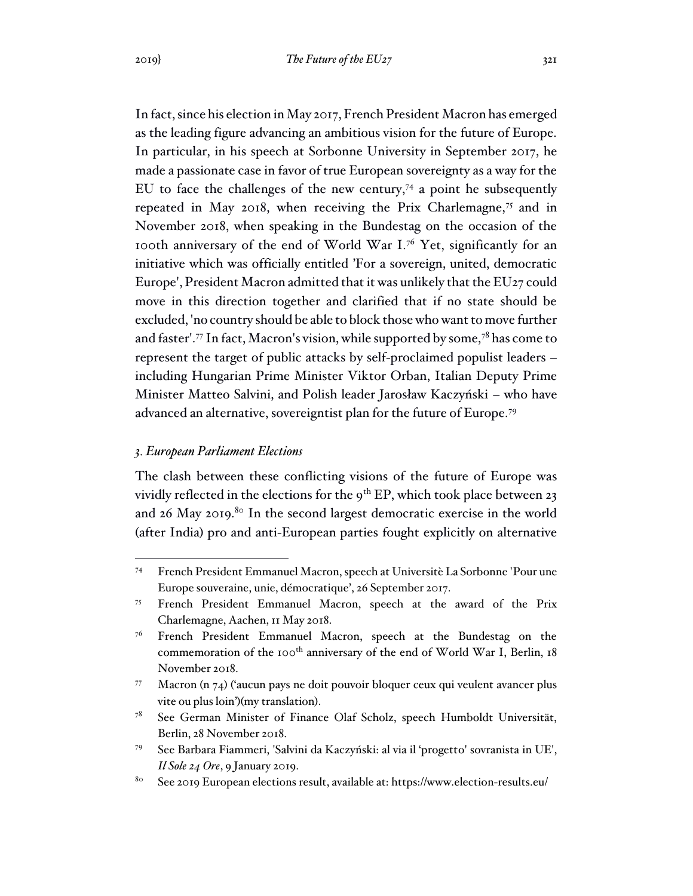In fact, since his election in May 2017, French President Macron has emerged as the leading figure advancing an ambitious vision for the future of Europe. In particular, in his speech at Sorbonne University in September 2017, he made a passionate case in favor of true European sovereignty as a way for the EU to face the challenges of the new century,[74] a point he subsequently repeated in May 2018, when receiving the Prix Charlemagne,[75] and in November 2018, when speaking in the Bundestag on the occasion of the 100th anniversary of the end of World War I.[76] Yet, significantly for an initiative which was officially entitled 'For a sovereign, united, democratic Europe', President Macron admitted that it was unlikely that the EU27 could move in this direction together and clarified that if no state should be excluded, 'no country should be able to block those who want to move further and faster'.[77] In fact, Macron's vision, while supported by some,[78] has come to represent the target of public attacks by self-proclaimed populist leaders – including Hungarian Prime Minister Viktor Orban, Italian Deputy Prime Minister Matteo Salvini, and Polish leader Jarosław Kaczyński – who have advanced an alternative, sovereigntist plan for the future of Europe.[79]

### *3. European Parliament Elections*

The clash between these conflicting visions of the future of Europe was vividly reflected in the elections for the 9th EP, which took place between 23 and 26 May 2019.[80] In the second largest democratic exercise in the world (after India) pro and anti-European parties fought explicitly on alternative

---

[74] French President Emmanuel Macron, speech at Universitè La Sorbonne 'Pour une Europe souveraine, unie, démocratique', 26 September 2017.

[75] French President Emmanuel Macron, speech at the award of the Prix Charlemagne, Aachen, 11 May 2018.

[76] French President Emmanuel Macron, speech at the Bundestag on the commemoration of the 100th anniversary of the end of World War I, Berlin, 18 November 2018.

[77] Macron (n 74) ('aucun pays ne doit pouvoir bloquer ceux qui veulent avancer plus vite ou plus loin')(my translation).

[78] See German Minister of Finance Olaf Scholz, speech Humboldt Universität, Berlin, 28 November 2018.

[79] See Barbara Fiammeri, 'Salvini da Kaczyński: al via il 'progetto' sovranista in UE', *Il Sole 24 Ore*, 9 January 2019.

[80] See 2019 European elections result, available at: https://www.election-results.eu/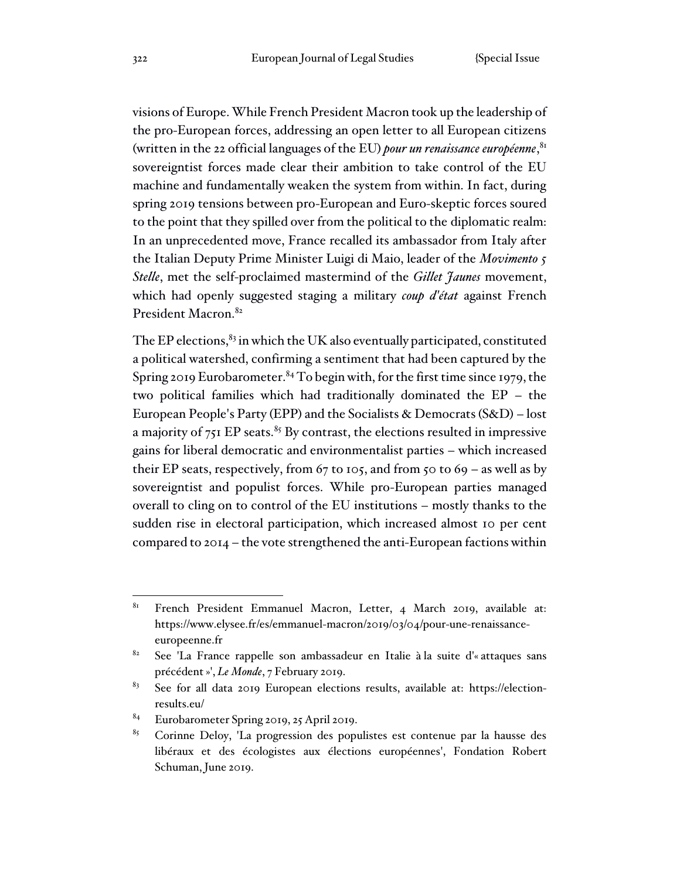visions of Europe. While French President Macron took up the leadership of the pro-European forces, addressing an open letter to all European citizens (written in the 22 official languages of the EU) ***pour un renaissance européenne***,[81] sovereigntist forces made clear their ambition to take control of the EU machine and fundamentally weaken the system from within. In fact, during spring 2019 tensions between pro-European and Euro-skeptic forces soured to the point that they spilled over from the political to the diplomatic realm: In an unprecedented move, France recalled its ambassador from Italy after the Italian Deputy Prime Minister Luigi di Maio, leader of the *Movimento 5 Stelle*, met the self-proclaimed mastermind of the *Gillet Jaunes* movement, which had openly suggested staging a military *coup d'état* against French President Macron.[82]

The EP elections,[83] in which the UK also eventually participated, constituted a political watershed, confirming a sentiment that had been captured by the Spring 2019 Eurobarometer.[84] To begin with, for the first time since 1979, the two political families which had traditionally dominated the EP – the European People's Party (EPP) and the Socialists & Democrats (S&D) – lost a majority of 751 EP seats.[85] By contrast, the elections resulted in impressive gains for liberal democratic and environmentalist parties – which increased their EP seats, respectively, from 67 to 105, and from 50 to 69 – as well as by sovereigntist and populist forces. While pro-European parties managed overall to cling on to control of the EU institutions – mostly thanks to the sudden rise in electoral participation, which increased almost 10 per cent compared to 2014 – the vote strengthened the anti-European factions within

---

[81] French President Emmanuel Macron, Letter, 4 March 2019, available at: https://www.elysee.fr/es/emmanuel-macron/2019/03/04/pour-une-renaissance-europeenne.fr

[82] See 'La France rappelle son ambassadeur en Italie à la suite d'« attaques sans précédent »', *Le Monde*, 7 February 2019.

[83] See for all data 2019 European elections results, available at: https://election-results.eu/

[84] Eurobarometer Spring 2019, 25 April 2019.

[85] Corinne Deloy, 'La progression des populistes est contenue par la hausse des libéraux et des écologistes aux élections européennes', Fondation Robert Schuman, June 2019.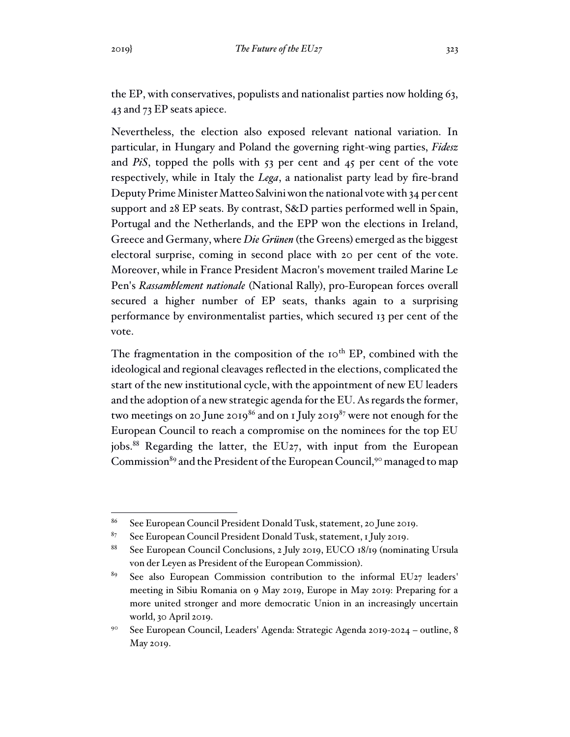the EP, with conservatives, populists and nationalist parties now holding 63, 43 and 73 EP seats apiece.

Nevertheless, the election also exposed relevant national variation. In particular, in Hungary and Poland the governing right-wing parties, *Fidesz* and *PiS*, topped the polls with 53 per cent and 45 per cent of the vote respectively, while in Italy the *Lega*, a nationalist party lead by fire-brand Deputy Prime Minister Matteo Salvini won the national vote with 34 per cent support and 28 EP seats. By contrast, S&D parties performed well in Spain, Portugal and the Netherlands, and the EPP won the elections in Ireland, Greece and Germany, where *Die Grünen* (the Greens) emerged as the biggest electoral surprise, coming in second place with 20 per cent of the vote. Moreover, while in France President Macron's movement trailed Marine Le Pen's *Rassamblement nationale* (National Rally), pro-European forces overall secured a higher number of EP seats, thanks again to a surprising performance by environmentalist parties, which secured 13 per cent of the vote.

The fragmentation in the composition of the 10th EP, combined with the ideological and regional cleavages reflected in the elections, complicated the start of the new institutional cycle, with the appointment of new EU leaders and the adoption of a new strategic agenda for the EU. As regards the former, two meetings on 20 June 2019[86] and on 1 July 2019[87] were not enough for the European Council to reach a compromise on the nominees for the top EU jobs.[88] Regarding the latter, the EU27, with input from the European Commission[89] and the President of the European Council,[90] managed to map

---

[86] See European Council President Donald Tusk, statement, 20 June 2019.

[87] See European Council President Donald Tusk, statement, 1 July 2019.

[88] See European Council Conclusions, 2 July 2019, EUCO 18/19 (nominating Ursula von der Leyen as President of the European Commission).

[89] See also European Commission contribution to the informal EU27 leaders' meeting in Sibiu Romania on 9 May 2019, Europe in May 2019: Preparing for a more united stronger and more democratic Union in an increasingly uncertain world, 30 April 2019.

[90] See European Council, Leaders' Agenda: Strategic Agenda 2019-2024 – outline, 8 May 2019.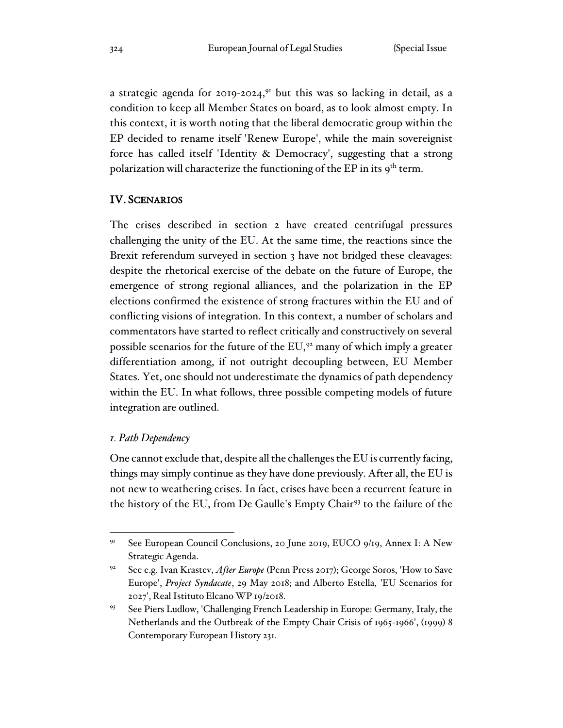a strategic agenda for 2019-2024,[91] but this was so lacking in detail, as a condition to keep all Member States on board, as to look almost empty. In this context, it is worth noting that the liberal democratic group within the EP decided to rename itself 'Renew Europe', while the main sovereignist force has called itself 'Identity & Democracy', suggesting that a strong polarization will characterize the functioning of the EP in its 9th term.

## IV. Scenarios

The crises described in section 2 have created centrifugal pressures challenging the unity of the EU. At the same time, the reactions since the Brexit referendum surveyed in section 3 have not bridged these cleavages: despite the rhetorical exercise of the debate on the future of Europe, the emergence of strong regional alliances, and the polarization in the EP elections confirmed the existence of strong fractures within the EU and of conflicting visions of integration. In this context, a number of scholars and commentators have started to reflect critically and constructively on several possible scenarios for the future of the EU,[92] many of which imply a greater differentiation among, if not outright decoupling between, EU Member States. Yet, one should not underestimate the dynamics of path dependency within the EU. In what follows, three possible competing models of future integration are outlined.

### *1. Path Dependency*

One cannot exclude that, despite all the challenges the EU is currently facing, things may simply continue as they have done previously. After all, the EU is not new to weathering crises. In fact, crises have been a recurrent feature in the history of the EU, from De Gaulle's Empty Chair[93] to the failure of the

---

[91] See European Council Conclusions, 20 June 2019, EUCO 9/19, Annex I: A New Strategic Agenda.

[92] See e.g. Ivan Krastev, *After Europe* (Penn Press 2017); George Soros, 'How to Save Europe', *Project Syndacate*, 29 May 2018; and Alberto Estella, 'EU Scenarios for 2027', Real Istituto Elcano WP 19/2018.

[93] See Piers Ludlow, 'Challenging French Leadership in Europe: Germany, Italy, the Netherlands and the Outbreak of the Empty Chair Crisis of 1965-1966', (1999) 8 Contemporary European History 231.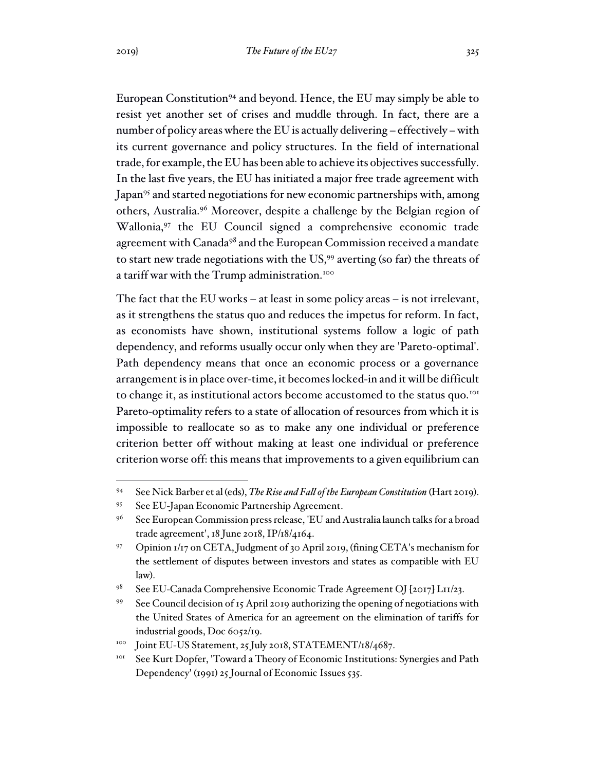European Constitution[94] and beyond. Hence, the EU may simply be able to resist yet another set of crises and muddle through. In fact, there are a number of policy areas where the EU is actually delivering – effectively – with its current governance and policy structures. In the field of international trade, for example, the EU has been able to achieve its objectives successfully. In the last five years, the EU has initiated a major free trade agreement with Japan[95] and started negotiations for new economic partnerships with, among others, Australia.[96] Moreover, despite a challenge by the Belgian region of Wallonia,[97] the EU Council signed a comprehensive economic trade agreement with Canada[98] and the European Commission received a mandate to start new trade negotiations with the US,[99] averting (so far) the threats of a tariff war with the Trump administration.[100]

The fact that the EU works – at least in some policy areas – is not irrelevant, as it strengthens the status quo and reduces the impetus for reform. In fact, as economists have shown, institutional systems follow a logic of path dependency, and reforms usually occur only when they are 'Pareto-optimal'. Path dependency means that once an economic process or a governance arrangement is in place over-time, it becomes locked-in and it will be difficult to change it, as institutional actors become accustomed to the status quo.[101] Pareto-optimality refers to a state of allocation of resources from which it is impossible to reallocate so as to make any one individual or preference criterion better off without making at least one individual or preference criterion worse off: this means that improvements to a given equilibrium can

---

[94] See Nick Barber et al (eds), *The Rise and Fall of the European Constitution* (Hart 2019).

[95] See EU-Japan Economic Partnership Agreement.

[96] See European Commission press release, 'EU and Australia launch talks for a broad trade agreement', 18 June 2018, IP/18/4164.

[97] Opinion 1/17 on CETA, Judgment of 30 April 2019, (fining CETA's mechanism for the settlement of disputes between investors and states as compatible with EU law).

[98] See EU-Canada Comprehensive Economic Trade Agreement OJ [2017] L11/23.

[99] See Council decision of 15 April 2019 authorizing the opening of negotiations with the United States of America for an agreement on the elimination of tariffs for industrial goods, Doc 6052/19.

[100] Joint EU-US Statement, 25 July 2018, STATEMENT/18/4687.

[101] See Kurt Dopfer, 'Toward a Theory of Economic Institutions: Synergies and Path Dependency' (1991) 25 Journal of Economic Issues 535.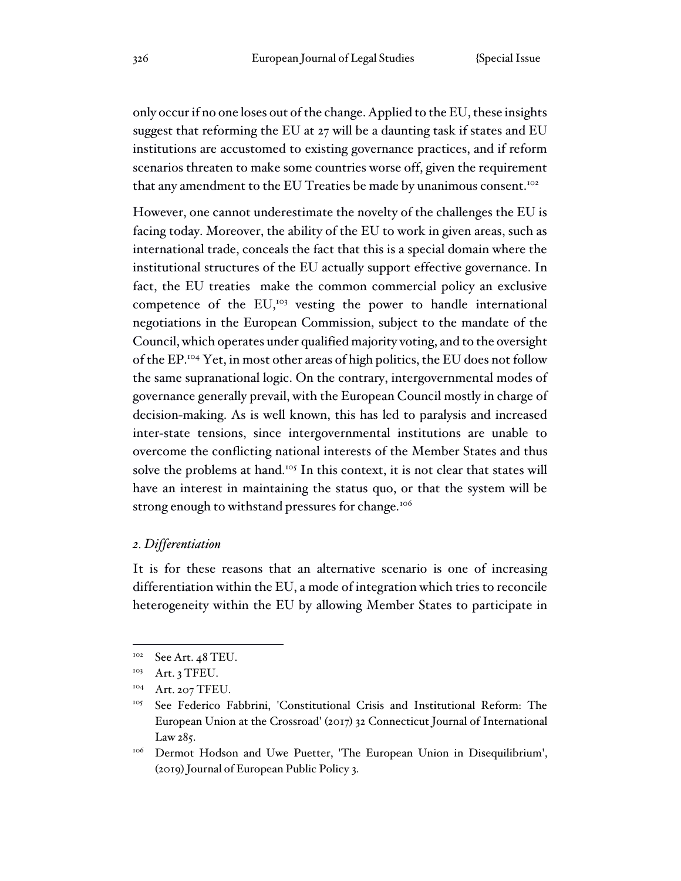only occur if no one loses out of the change. Applied to the EU, these insights suggest that reforming the EU at 27 will be a daunting task if states and EU institutions are accustomed to existing governance practices, and if reform scenarios threaten to make some countries worse off, given the requirement that any amendment to the EU Treaties be made by unanimous consent.[102]

However, one cannot underestimate the novelty of the challenges the EU is facing today. Moreover, the ability of the EU to work in given areas, such as international trade, conceals the fact that this is a special domain where the institutional structures of the EU actually support effective governance. In fact, the EU treaties make the common commercial policy an exclusive competence of the EU,[103] vesting the power to handle international negotiations in the European Commission, subject to the mandate of the Council, which operates under qualified majority voting, and to the oversight of the EP.[104] Yet, in most other areas of high politics, the EU does not follow the same supranational logic. On the contrary, intergovernmental modes of governance generally prevail, with the European Council mostly in charge of decision-making. As is well known, this has led to paralysis and increased inter-state tensions, since intergovernmental institutions are unable to overcome the conflicting national interests of the Member States and thus solve the problems at hand.[105] In this context, it is not clear that states will have an interest in maintaining the status quo, or that the system will be strong enough to withstand pressures for change.[106]

### *2. Differentiation*

It is for these reasons that an alternative scenario is one of increasing differentiation within the EU, a mode of integration which tries to reconcile heterogeneity within the EU by allowing Member States to participate in

---

[102] See Art. 48 TEU.

[103] Art. 3 TFEU.

[104] Art. 207 TFEU.

[105] See Federico Fabbrini, 'Constitutional Crisis and Institutional Reform: The European Union at the Crossroad' (2017) 32 Connecticut Journal of International Law 285.

[106] Dermot Hodson and Uwe Puetter, 'The European Union in Disequilibrium', (2019) Journal of European Public Policy 3.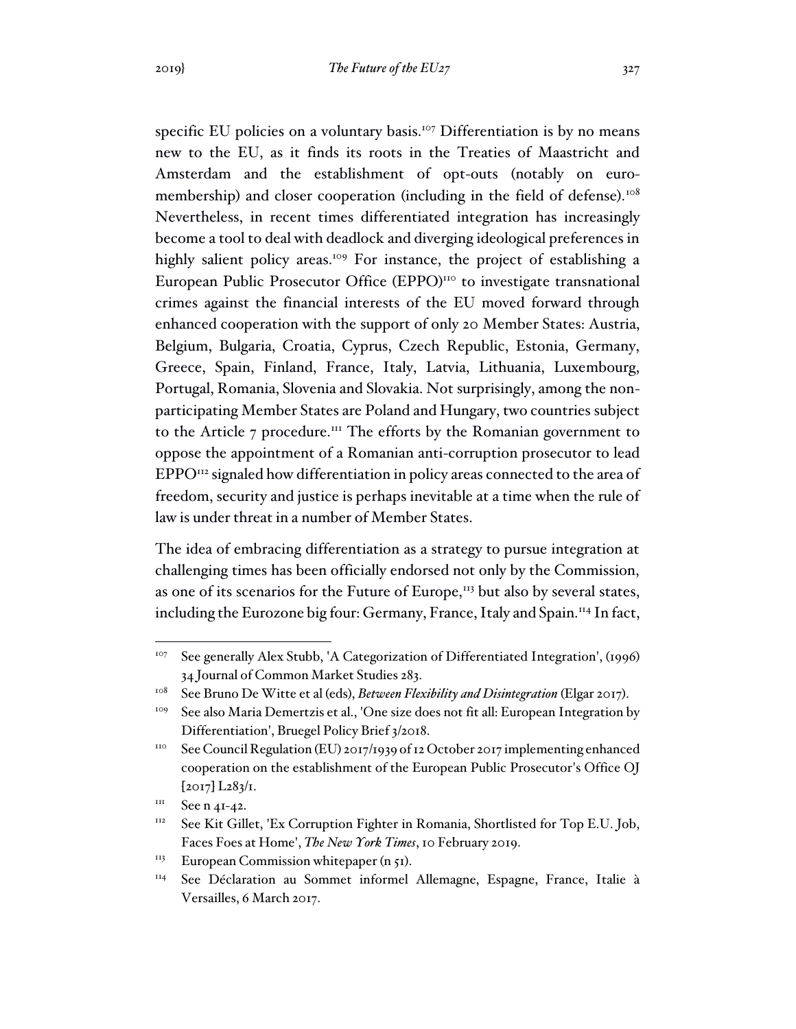specific EU policies on a voluntary basis.[107] Differentiation is by no means new to the EU, as it finds its roots in the Treaties of Maastricht and Amsterdam and the establishment of opt-outs (notably on euro-membership) and closer cooperation (including in the field of defense).[108] Nevertheless, in recent times differentiated integration has increasingly become a tool to deal with deadlock and diverging ideological preferences in highly salient policy areas.[109] For instance, the project of establishing a European Public Prosecutor Office (EPPO)[110] to investigate transnational crimes against the financial interests of the EU moved forward through enhanced cooperation with the support of only 20 Member States: Austria, Belgium, Bulgaria, Croatia, Cyprus, Czech Republic, Estonia, Germany, Greece, Spain, Finland, France, Italy, Latvia, Lithuania, Luxembourg, Portugal, Romania, Slovenia and Slovakia. Not surprisingly, among the non-participating Member States are Poland and Hungary, two countries subject to the Article 7 procedure.[111] The efforts by the Romanian government to oppose the appointment of a Romanian anti-corruption prosecutor to lead EPPO[112] signaled how differentiation in policy areas connected to the area of freedom, security and justice is perhaps inevitable at a time when the rule of law is under threat in a number of Member States.

The idea of embracing differentiation as a strategy to pursue integration at challenging times has been officially endorsed not only by the Commission, as one of its scenarios for the Future of Europe,[113] but also by several states, including the Eurozone big four: Germany, France, Italy and Spain.[114] In fact,

---

[107] See generally Alex Stubb, 'A Categorization of Differentiated Integration', (1996) 34 Journal of Common Market Studies 283.

[108] See Bruno De Witte et al (eds), *Between Flexibility and Disintegration* (Elgar 2017).

[109] See also Maria Demertzis et al., 'One size does not fit all: European Integration by Differentiation', Bruegel Policy Brief 3/2018.

[110] See Council Regulation (EU) 2017/1939 of 12 October 2017 implementing enhanced cooperation on the establishment of the European Public Prosecutor's Office OJ [2017] L283/1.

[111] See n 41-42.

[112] See Kit Gillet, 'Ex Corruption Fighter in Romania, Shortlisted for Top E.U. Job, Faces Foes at Home', *The New York Times*, 10 February 2019.

[113] European Commission whitepaper (n 51).

[114] See Déclaration au Sommet informel Allemagne, Espagne, France, Italie à Versailles, 6 March 2017.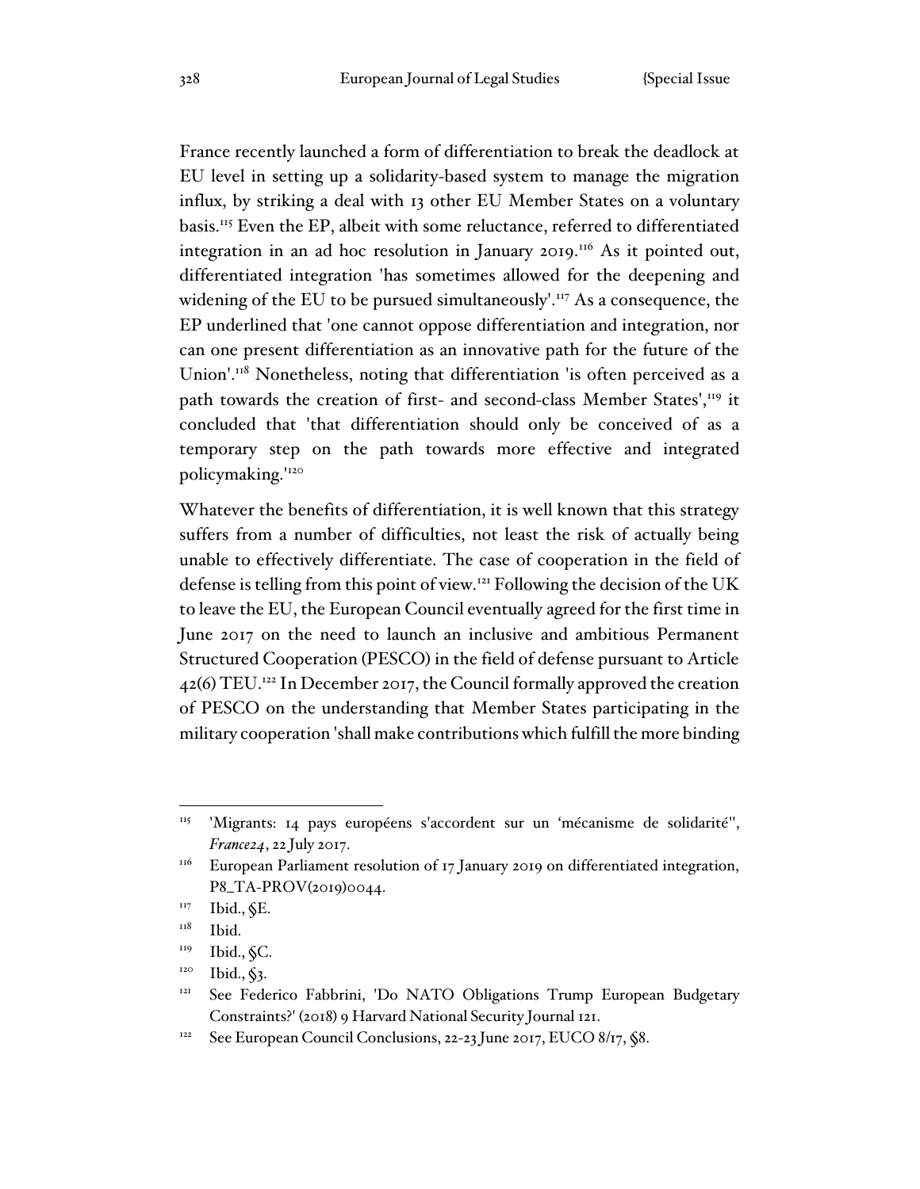France recently launched a form of differentiation to break the deadlock at EU level in setting up a solidarity-based system to manage the migration influx, by striking a deal with 13 other EU Member States on a voluntary basis.[115] Even the EP, albeit with some reluctance, referred to differentiated integration in an ad hoc resolution in January 2019.[116] As it pointed out, differentiated integration 'has sometimes allowed for the deepening and widening of the EU to be pursued simultaneously'.[117] As a consequence, the EP underlined that 'one cannot oppose differentiation and integration, nor can one present differentiation as an innovative path for the future of the Union'.[118] Nonetheless, noting that differentiation 'is often perceived as a path towards the creation of first- and second-class Member States',[119] it concluded that 'that differentiation should only be conceived of as a temporary step on the path towards more effective and integrated policymaking.'[120]

Whatever the benefits of differentiation, it is well known that this strategy suffers from a number of difficulties, not least the risk of actually being unable to effectively differentiate. The case of cooperation in the field of defense is telling from this point of view.[121] Following the decision of the UK to leave the EU, the European Council eventually agreed for the first time in June 2017 on the need to launch an inclusive and ambitious Permanent Structured Cooperation (PESCO) in the field of defense pursuant to Article 42(6) TEU.[122] In December 2017, the Council formally approved the creation of PESCO on the understanding that Member States participating in the military cooperation 'shall make contributions which fulfill the more binding

---

[115] 'Migrants: 14 pays européens s'accordent sur un 'mécanisme de solidarité'', *France24*, 22 July 2017.

[116] European Parliament resolution of 17 January 2019 on differentiated integration, P8_TA-PROV(2019)0044.

[117] Ibid., §E.

[118] Ibid.

[119] Ibid., §C.

[120] Ibid., §3.

[121] See Federico Fabbrini, 'Do NATO Obligations Trump European Budgetary Constraints?' (2018) 9 Harvard National Security Journal 121.

[122] See European Council Conclusions, 22-23 June 2017, EUCO 8/17, §8.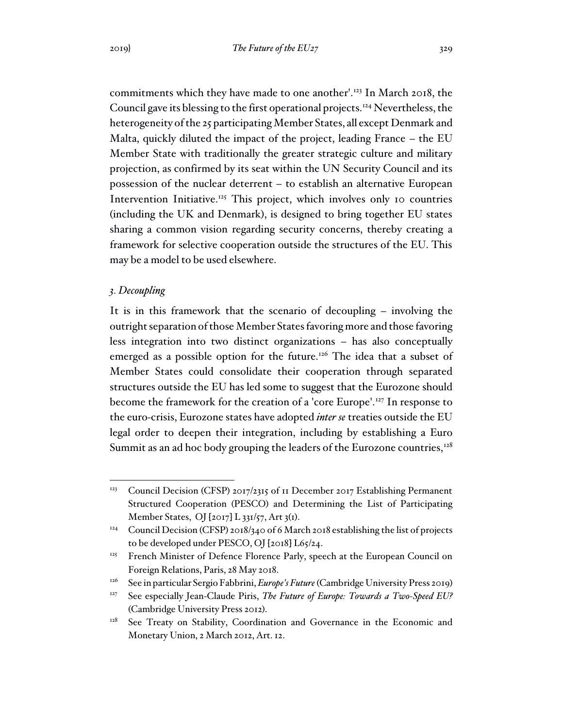commitments which they have made to one another'.[123] In March 2018, the Council gave its blessing to the first operational projects.[124] Nevertheless, the heterogeneity of the 25 participating Member States, all except Denmark and Malta, quickly diluted the impact of the project, leading France – the EU Member State with traditionally the greater strategic culture and military projection, as confirmed by its seat within the UN Security Council and its possession of the nuclear deterrent – to establish an alternative European Intervention Initiative.[125] This project, which involves only 10 countries (including the UK and Denmark), is designed to bring together EU states sharing a common vision regarding security concerns, thereby creating a framework for selective cooperation outside the structures of the EU. This may be a model to be used elsewhere.

### *3. Decoupling*

It is in this framework that the scenario of decoupling – involving the outright separation of those Member States favoring more and those favoring less integration into two distinct organizations – has also conceptually emerged as a possible option for the future.[126] The idea that a subset of Member States could consolidate their cooperation through separated structures outside the EU has led some to suggest that the Eurozone should become the framework for the creation of a 'core Europe'.[127] In response to the euro-crisis, Eurozone states have adopted *inter se* treaties outside the EU legal order to deepen their integration, including by establishing a Euro Summit as an ad hoc body grouping the leaders of the Eurozone countries,[128]

---

[123] Council Decision (CFSP) 2017/2315 of 11 December 2017 Establishing Permanent Structured Cooperation (PESCO) and Determining the List of Participating Member States, OJ [2017] L 331/57, Art 3(1).

[124] Council Decision (CFSP) 2018/340 of 6 March 2018 establishing the list of projects to be developed under PESCO, OJ [2018] L65/24.

[125] French Minister of Defence Florence Parly, speech at the European Council on Foreign Relations, Paris, 28 May 2018.

[126] See in particular Sergio Fabbrini, *Europe's Future* (Cambridge University Press 2019)

[127] See especially Jean-Claude Piris, *The Future of Europe: Towards a Two-Speed EU?* (Cambridge University Press 2012).

[128] See Treaty on Stability, Coordination and Governance in the Economic and Monetary Union, 2 March 2012, Art. 12.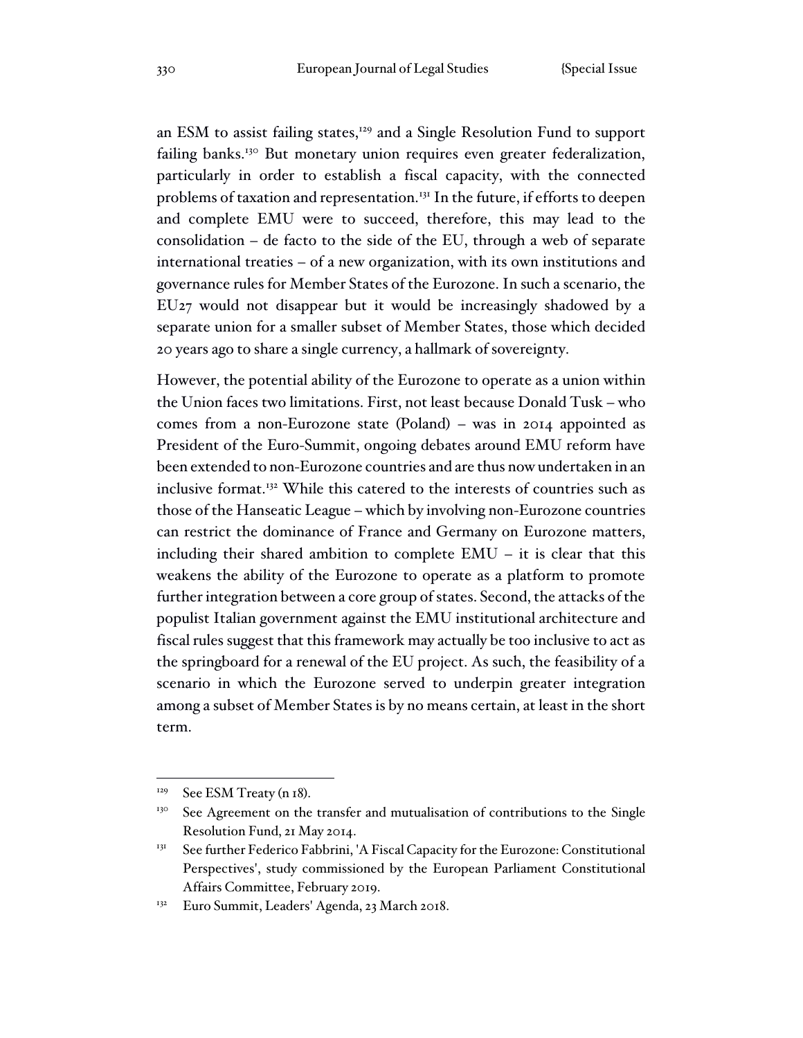an ESM to assist failing states,[129] and a Single Resolution Fund to support failing banks.[130] But monetary union requires even greater federalization, particularly in order to establish a fiscal capacity, with the connected problems of taxation and representation.[131] In the future, if efforts to deepen and complete EMU were to succeed, therefore, this may lead to the consolidation – de facto to the side of the EU, through a web of separate international treaties – of a new organization, with its own institutions and governance rules for Member States of the Eurozone. In such a scenario, the EU27 would not disappear but it would be increasingly shadowed by a separate union for a smaller subset of Member States, those which decided 20 years ago to share a single currency, a hallmark of sovereignty.

However, the potential ability of the Eurozone to operate as a union within the Union faces two limitations. First, not least because Donald Tusk – who comes from a non-Eurozone state (Poland) – was in 2014 appointed as President of the Euro-Summit, ongoing debates around EMU reform have been extended to non-Eurozone countries and are thus now undertaken in an inclusive format.[132] While this catered to the interests of countries such as those of the Hanseatic League – which by involving non-Eurozone countries can restrict the dominance of France and Germany on Eurozone matters, including their shared ambition to complete EMU – it is clear that this weakens the ability of the Eurozone to operate as a platform to promote further integration between a core group of states. Second, the attacks of the populist Italian government against the EMU institutional architecture and fiscal rules suggest that this framework may actually be too inclusive to act as the springboard for a renewal of the EU project. As such, the feasibility of a scenario in which the Eurozone served to underpin greater integration among a subset of Member States is by no means certain, at least in the short term.

---

[129] See ESM Treaty (n 18).

[130] See Agreement on the transfer and mutualisation of contributions to the Single Resolution Fund, 21 May 2014.

[131] See further Federico Fabbrini, 'A Fiscal Capacity for the Eurozone: Constitutional Perspectives', study commissioned by the European Parliament Constitutional Affairs Committee, February 2019.

[132] Euro Summit, Leaders' Agenda, 23 March 2018.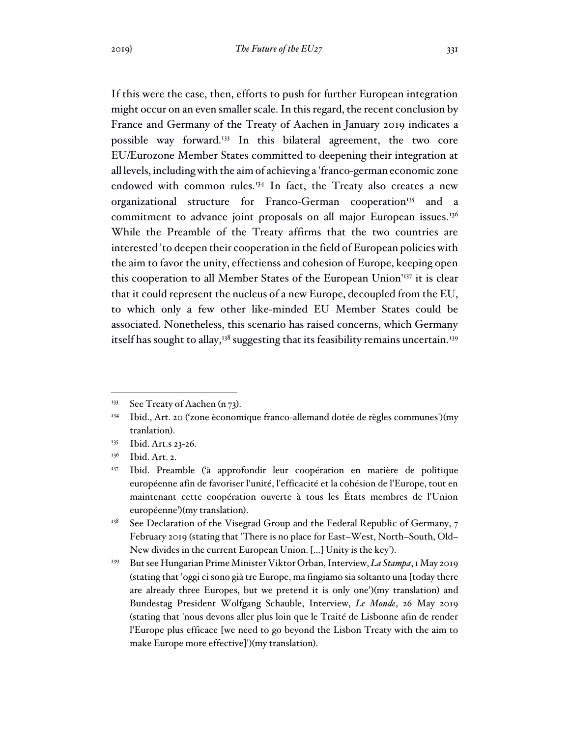If this were the case, then, efforts to push for further European integration might occur on an even smaller scale. In this regard, the recent conclusion by France and Germany of the Treaty of Aachen in January 2019 indicates a possible way forward.[133] In this bilateral agreement, the two core EU/Eurozone Member States committed to deepening their integration at all levels, including with the aim of achieving a 'franco-german economic zone endowed with common rules.[134] In fact, the Treaty also creates a new organizational structure for Franco-German cooperation[135] and a commitment to advance joint proposals on all major European issues.[136] While the Preamble of the Treaty affirms that the two countries are interested 'to deepen their cooperation in the field of European policies with the aim to favor the unity, effectienss and cohesion of Europe, keeping open this cooperation to all Member States of the European Union'[137] it is clear that it could represent the nucleus of a new Europe, decoupled from the EU, to which only a few other like-minded EU Member States could be associated. Nonetheless, this scenario has raised concerns, which Germany itself has sought to allay,[138] suggesting that its feasibility remains uncertain.[139]

---

[133] See Treaty of Aachen (n 73).

[134] Ibid., Art. 20 ('zone èconomique franco-allemand dotée de règles communes')(my tranlation).

[135] Ibid. Art.s 23-26.

[136] Ibid. Art. 2.

[137] Ibid. Preamble ('à approfondir leur coopération en matière de politique européenne afin de favoriser l'unité, l'efficacité et la cohésion de l'Europe, tout en maintenant cette coopération ouverte à tous les États membres de l'Union européenne')(my translation).

[138] See Declaration of the Visegrad Group and the Federal Republic of Germany, 7 February 2019 (stating that 'There is no place for East–West, North–South, Old–New divides in the current European Union. [...] Unity is the key').

[139] But see Hungarian Prime Minister Viktor Orban, Interview, *La Stampa*, 1 May 2019 (stating that 'oggi ci sono già tre Europe, ma fingiamo sia soltanto una [today there are already three Europes, but we pretend it is only one')(my translation) and Bundestag President Wolfgang Schauble, Interview, *Le Monde*, 26 May 2019 (stating that 'nous devons aller plus loin que le Traité de Lisbonne afin de render l'Europe plus efficace [we need to go beyond the Lisbon Treaty with the aim to make Europe more effective]')(my translation).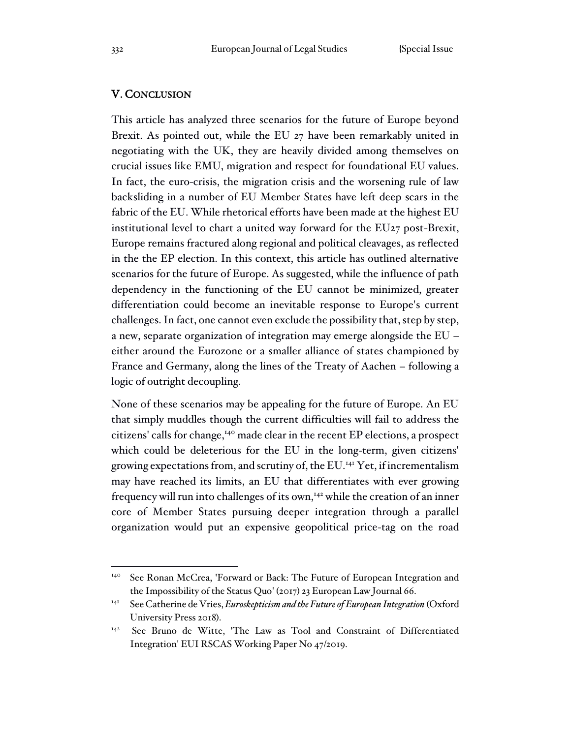## V. CONCLUSION

This article has analyzed three scenarios for the future of Europe beyond Brexit. As pointed out, while the EU 27 have been remarkably united in negotiating with the UK, they are heavily divided among themselves on crucial issues like EMU, migration and respect for foundational EU values. In fact, the euro-crisis, the migration crisis and the worsening rule of law backsliding in a number of EU Member States have left deep scars in the fabric of the EU. While rhetorical efforts have been made at the highest EU institutional level to chart a united way forward for the EU27 post-Brexit, Europe remains fractured along regional and political cleavages, as reflected in the the EP election. In this context, this article has outlined alternative scenarios for the future of Europe. As suggested, while the influence of path dependency in the functioning of the EU cannot be minimized, greater differentiation could become an inevitable response to Europe's current challenges. In fact, one cannot even exclude the possibility that, step by step, a new, separate organization of integration may emerge alongside the EU – either around the Eurozone or a smaller alliance of states championed by France and Germany, along the lines of the Treaty of Aachen – following a logic of outright decoupling.

None of these scenarios may be appealing for the future of Europe. An EU that simply muddles though the current difficulties will fail to address the citizens' calls for change,[140] made clear in the recent EP elections, a prospect which could be deleterious for the EU in the long-term, given citizens' growing expectations from, and scrutiny of, the EU.[141] Yet, if incrementalism may have reached its limits, an EU that differentiates with ever growing frequency will run into challenges of its own,[142] while the creation of an inner core of Member States pursuing deeper integration through a parallel organization would put an expensive geopolitical price-tag on the road

---

[140] See Ronan McCrea, 'Forward or Back: The Future of European Integration and the Impossibility of the Status Quo' (2017) 23 European Law Journal 66.

[141] See Catherine de Vries, *Euroskepticism and the Future of European Integration* (Oxford University Press 2018).

[142] See Bruno de Witte, 'The Law as Tool and Constraint of Differentiated Integration' EUI RSCAS Working Paper No 47/2019.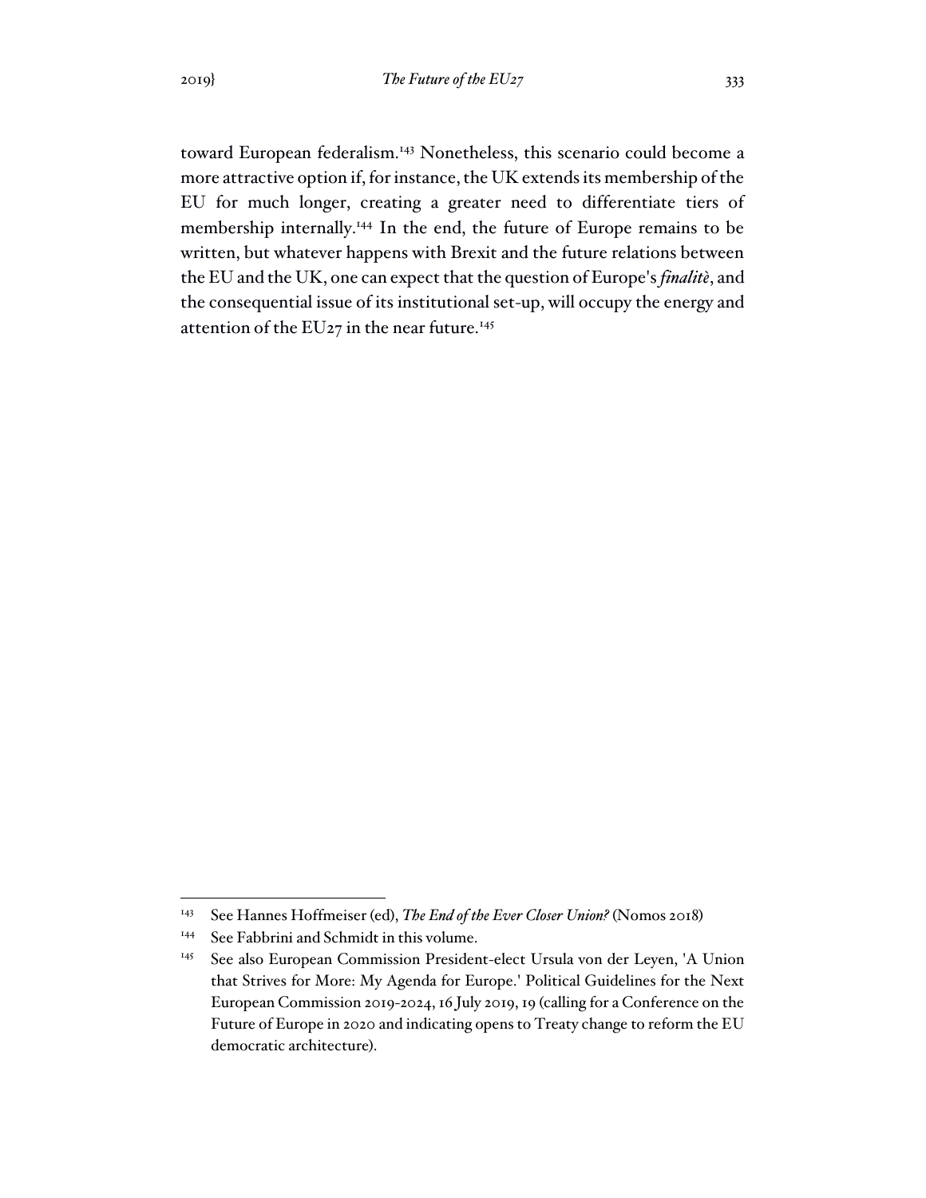toward European federalism.[143] Nonetheless, this scenario could become a more attractive option if, for instance, the UK extends its membership of the EU for much longer, creating a greater need to differentiate tiers of membership internally.[144] In the end, the future of Europe remains to be written, but whatever happens with Brexit and the future relations between the EU and the UK, one can expect that the question of Europe's *finalitè*, and the consequential issue of its institutional set-up, will occupy the energy and attention of the EU27 in the near future.[145]

---

[143] See Hannes Hoffmeiser (ed), *The End of the Ever Closer Union?* (Nomos 2018)

[144] See Fabbrini and Schmidt in this volume.

[145] See also European Commission President-elect Ursula von der Leyen, 'A Union that Strives for More: My Agenda for Europe.' Political Guidelines for the Next European Commission 2019-2024, 16 July 2019, 19 (calling for a Conference on the Future of Europe in 2020 and indicating opens to Treaty change to reform the EU democratic architecture).